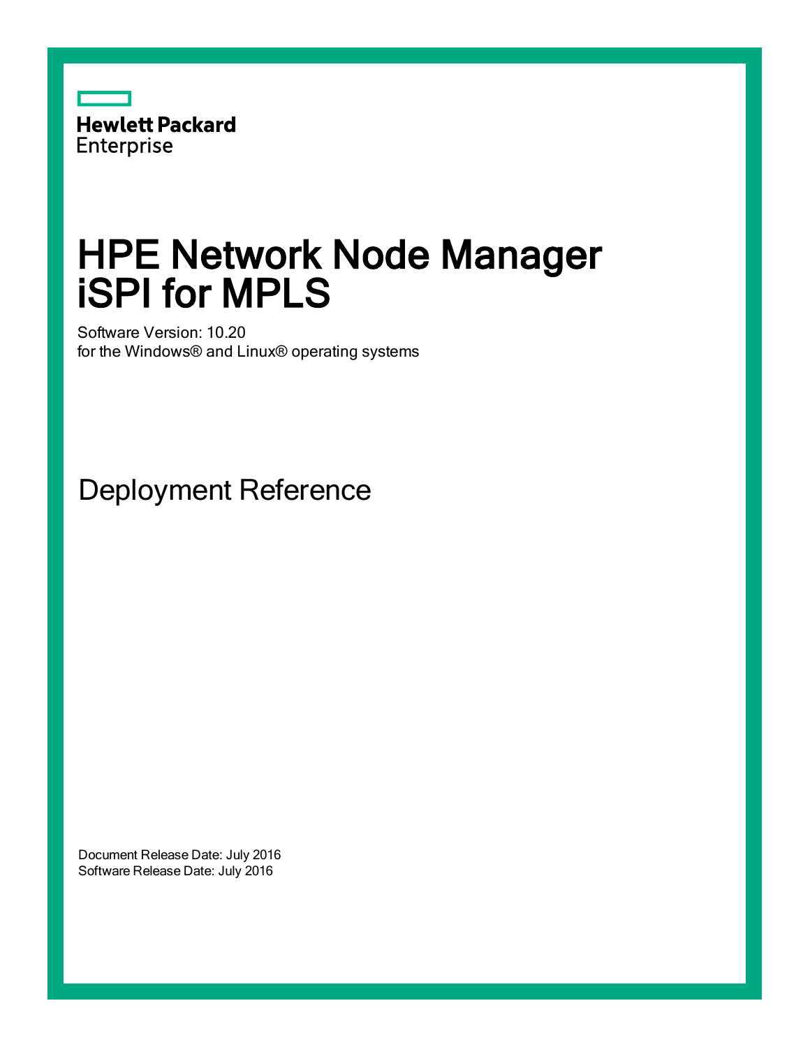Hewlett Packard Enterprise

# HPE Network Node Manager iSPI for MPLS

Software Version: 10.20
for the Windows® and Linux® operating systems

## Deployment Reference

Document Release Date: July 2016
Software Release Date: July 2016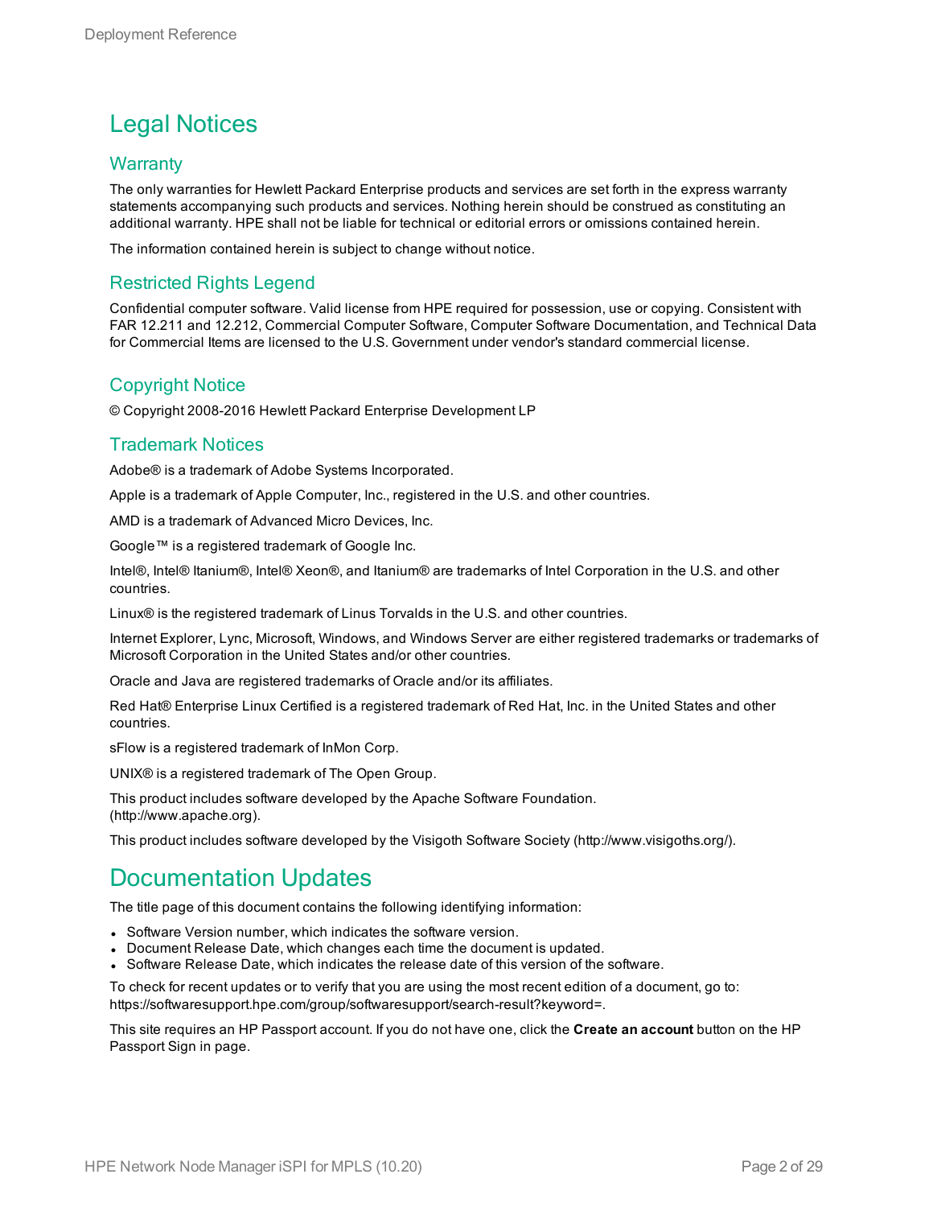# Legal Notices

## Warranty

The only warranties for Hewlett Packard Enterprise products and services are set forth in the express warranty statements accompanying such products and services. Nothing herein should be construed as constituting an additional warranty. HPE shall not be liable for technical or editorial errors or omissions contained herein.

The information contained herein is subject to change without notice.

## Restricted Rights Legend

Confidential computer software. Valid license from HPE required for possession, use or copying. Consistent with FAR 12.211 and 12.212, Commercial Computer Software, Computer Software Documentation, and Technical Data for Commercial Items are licensed to the U.S. Government under vendor's standard commercial license.

## Copyright Notice

© Copyright 2008-2016 Hewlett Packard Enterprise Development LP

## Trademark Notices

Adobe® is a trademark of Adobe Systems Incorporated.

Apple is a trademark of Apple Computer, Inc., registered in the U.S. and other countries.

AMD is a trademark of Advanced Micro Devices, Inc.

Google™ is a registered trademark of Google Inc.

Intel®, Intel® Itanium®, Intel® Xeon®, and Itanium® are trademarks of Intel Corporation in the U.S. and other countries.

Linux® is the registered trademark of Linus Torvalds in the U.S. and other countries.

Internet Explorer, Lync, Microsoft, Windows, and Windows Server are either registered trademarks or trademarks of Microsoft Corporation in the United States and/or other countries.

Oracle and Java are registered trademarks of Oracle and/or its affiliates.

Red Hat® Enterprise Linux Certified is a registered trademark of Red Hat, Inc. in the United States and other countries.

sFlow is a registered trademark of InMon Corp.

UNIX® is a registered trademark of The Open Group.

This product includes software developed by the Apache Software Foundation. (http://www.apache.org).

This product includes software developed by the Visigoth Software Society (http://www.visigoths.org/).

# Documentation Updates

The title page of this document contains the following identifying information:

- Software Version number, which indicates the software version.
- Document Release Date, which changes each time the document is updated.
- Software Release Date, which indicates the release date of this version of the software.

To check for recent updates or to verify that you are using the most recent edition of a document, go to: https://softwaresupport.hpe.com/group/softwaresupport/search-result?keyword=.

This site requires an HP Passport account. If you do not have one, click the **Create an account** button on the HP Passport Sign in page.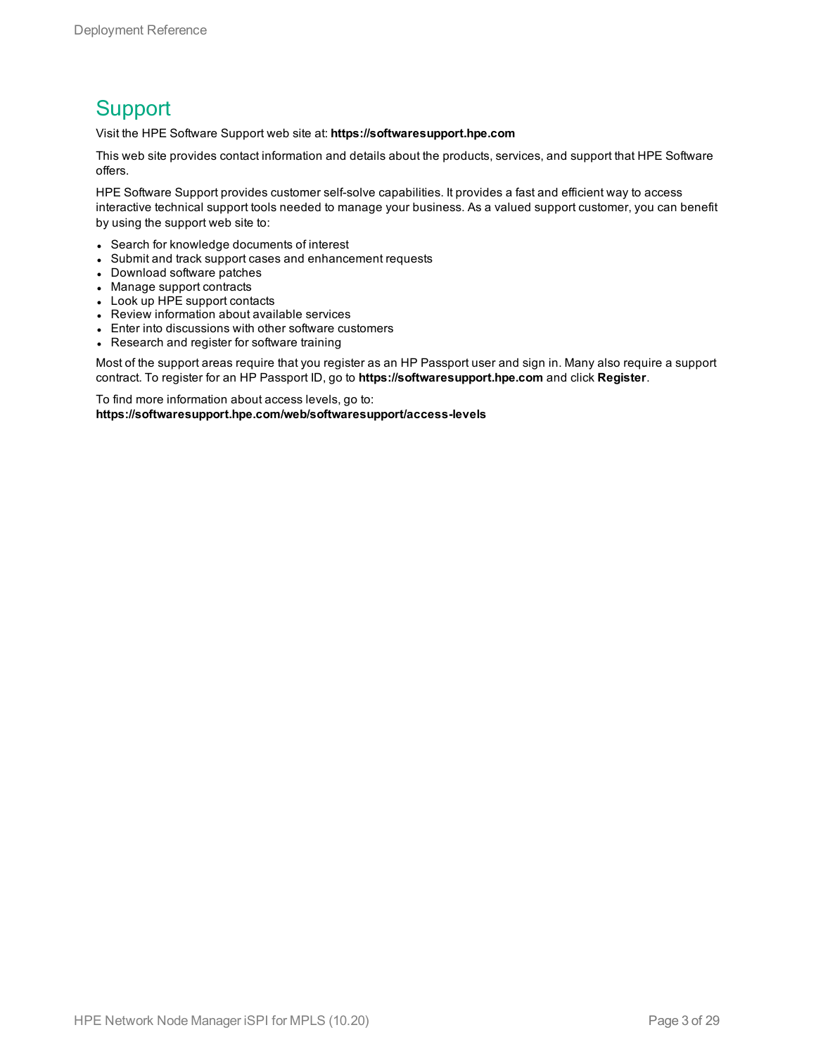## Support

Visit the HPE Software Support web site at: **https://softwaresupport.hpe.com**

This web site provides contact information and details about the products, services, and support that HPE Software offers.

HPE Software Support provides customer self-solve capabilities. It provides a fast and efficient way to access interactive technical support tools needed to manage your business. As a valued support customer, you can benefit by using the support web site to:

- Search for knowledge documents of interest
- Submit and track support cases and enhancement requests
- Download software patches
- Manage support contracts
- Look up HPE support contacts
- Review information about available services
- Enter into discussions with other software customers
- Research and register for software training

Most of the support areas require that you register as an HP Passport user and sign in. Many also require a support contract. To register for an HP Passport ID, go to **https://softwaresupport.hpe.com** and click **Register**.

To find more information about access levels, go to:
**https://softwaresupport.hpe.com/web/softwaresupport/access-levels**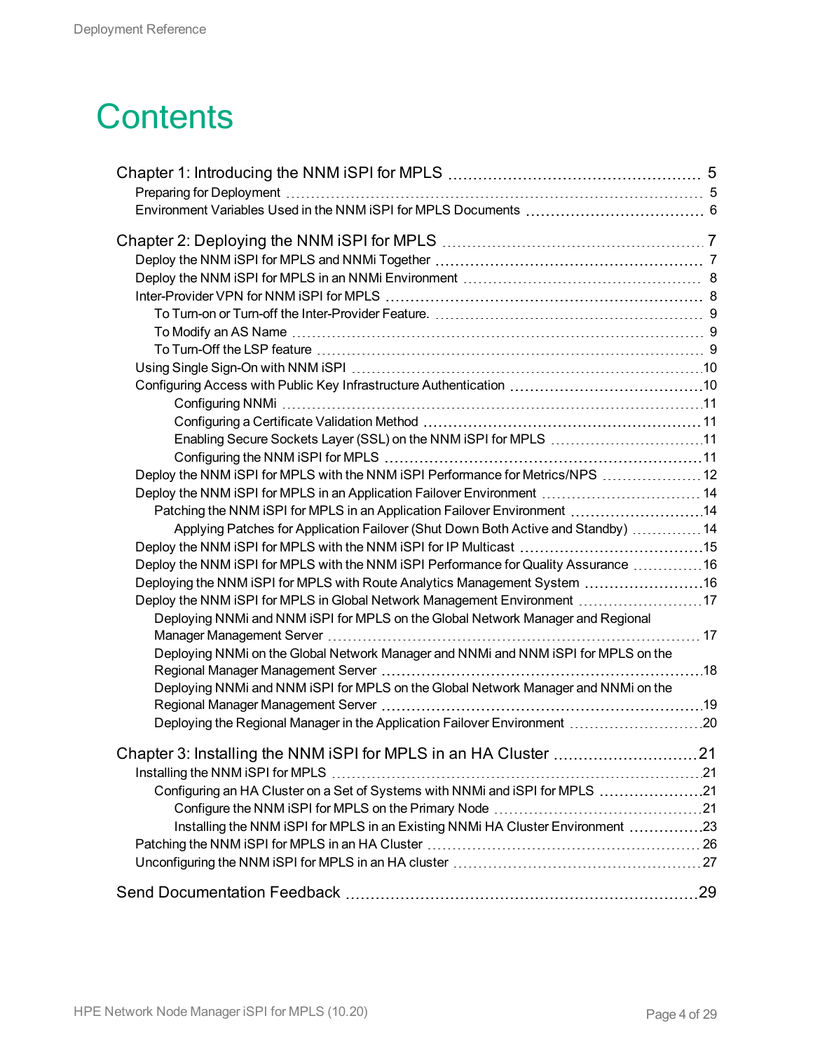# Contents

- Chapter 1: Introducing the NNM iSPI for MPLS ..... 5
  - Preparing for Deployment ..... 5
  - Environment Variables Used in the NNM iSPI for MPLS Documents ..... 6
- Chapter 2: Deploying the NNM iSPI for MPLS ..... 7
  - Deploy the NNM iSPI for MPLS and NNMi Together ..... 7
  - Deploy the NNM iSPI for MPLS in an NNMi Environment ..... 8
  - Inter-Provider VPN for NNM iSPI for MPLS ..... 8
    - To Turn-on or Turn-off the Inter-Provider Feature. ..... 9
    - To Modify an AS Name ..... 9
    - To Turn-Off the LSP feature ..... 9
  - Using Single Sign-On with NNM iSPI ..... 10
  - Configuring Access with Public Key Infrastructure Authentication ..... 10
    - Configuring NNMi ..... 11
    - Configuring a Certificate Validation Method ..... 11
    - Enabling Secure Sockets Layer (SSL) on the NNM iSPI for MPLS ..... 11
    - Configuring the NNM iSPI for MPLS ..... 11
  - Deploy the NNM iSPI for MPLS with the NNM iSPI Performance for Metrics/NPS ..... 12
  - Deploy the NNM iSPI for MPLS in an Application Failover Environment ..... 14
    - Patching the NNM iSPI for MPLS in an Application Failover Environment ..... 14
      - Applying Patches for Application Failover (Shut Down Both Active and Standby) ..... 14
  - Deploy the NNM iSPI for MPLS with the NNM iSPI for IP Multicast ..... 15
  - Deploy the NNM iSPI for MPLS with the NNM iSPI Performance for Quality Assurance ..... 16
  - Deploying the NNM iSPI for MPLS with Route Analytics Management System ..... 16
  - Deploy the NNM iSPI for MPLS in Global Network Management Environment ..... 17
    - Deploying NNMi and NNM iSPI for MPLS on the Global Network Manager and Regional Manager Management Server ..... 17
    - Deploying NNMi on the Global Network Manager and NNMi and NNM iSPI for MPLS on the Regional Manager Management Server ..... 18
    - Deploying NNMi and NNM iSPI for MPLS on the Global Network Manager and NNMi on the Regional Manager Management Server ..... 19
    - Deploying the Regional Manager in the Application Failover Environment ..... 20
- Chapter 3: Installing the NNM iSPI for MPLS in an HA Cluster ..... 21
  - Installing the NNM iSPI for MPLS ..... 21
    - Configuring an HA Cluster on a Set of Systems with NNMi and iSPI for MPLS ..... 21
      - Configure the NNM iSPI for MPLS on the Primary Node ..... 21
      - Installing the NNM iSPI for MPLS in an Existing NNMi HA Cluster Environment ..... 23
  - Patching the NNM iSPI for MPLS in an HA Cluster ..... 26
  - Unconfiguring the NNM iSPI for MPLS in an HA cluster ..... 27
- Send Documentation Feedback ..... 29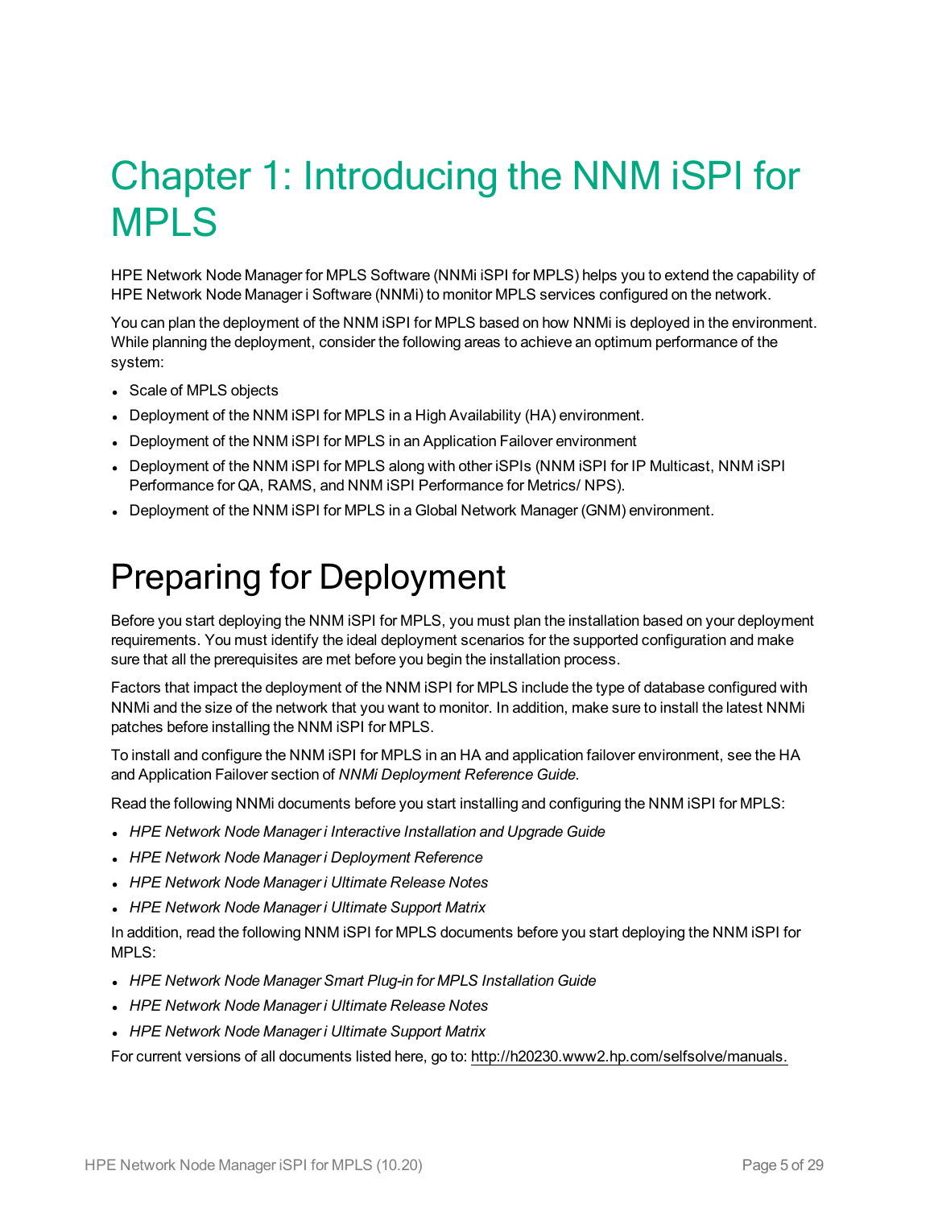# Chapter 1: Introducing the NNM iSPI for MPLS

HPE Network Node Manager for MPLS Software (NNMi iSPI for MPLS) helps you to extend the capability of HPE Network Node Manager i Software (NNMi) to monitor MPLS services configured on the network.

You can plan the deployment of the NNM iSPI for MPLS based on how NNMi is deployed in the environment. While planning the deployment, consider the following areas to achieve an optimum performance of the system:

- Scale of MPLS objects
- Deployment of the NNM iSPI for MPLS in a High Availability (HA) environment.
- Deployment of the NNM iSPI for MPLS in an Application Failover environment
- Deployment of the NNM iSPI for MPLS along with other iSPIs (NNM iSPI for IP Multicast, NNM iSPI Performance for QA, RAMS, and NNM iSPI Performance for Metrics/ NPS).
- Deployment of the NNM iSPI for MPLS in a Global Network Manager (GNM) environment.

## Preparing for Deployment

Before you start deploying the NNM iSPI for MPLS, you must plan the installation based on your deployment requirements. You must identify the ideal deployment scenarios for the supported configuration and make sure that all the prerequisites are met before you begin the installation process.

Factors that impact the deployment of the NNM iSPI for MPLS include the type of database configured with NNMi and the size of the network that you want to monitor. In addition, make sure to install the latest NNMi patches before installing the NNM iSPI for MPLS.

To install and configure the NNM iSPI for MPLS in an HA and application failover environment, see the HA and Application Failover section of *NNMi Deployment Reference Guide*.

Read the following NNMi documents before you start installing and configuring the NNM iSPI for MPLS:

- *HPE Network Node Manager i Interactive Installation and Upgrade Guide*
- *HPE Network Node Manager i Deployment Reference*
- *HPE Network Node Manager i Ultimate Release Notes*
- *HPE Network Node Manager i Ultimate Support Matrix*

In addition, read the following NNM iSPI for MPLS documents before you start deploying the NNM iSPI for MPLS:

- *HPE Network Node Manager Smart Plug-in for MPLS Installation Guide*
- *HPE Network Node Manager i Ultimate Release Notes*
- *HPE Network Node Manager i Ultimate Support Matrix*

For current versions of all documents listed here, go to: http://h20230.www2.hp.com/selfsolve/manuals.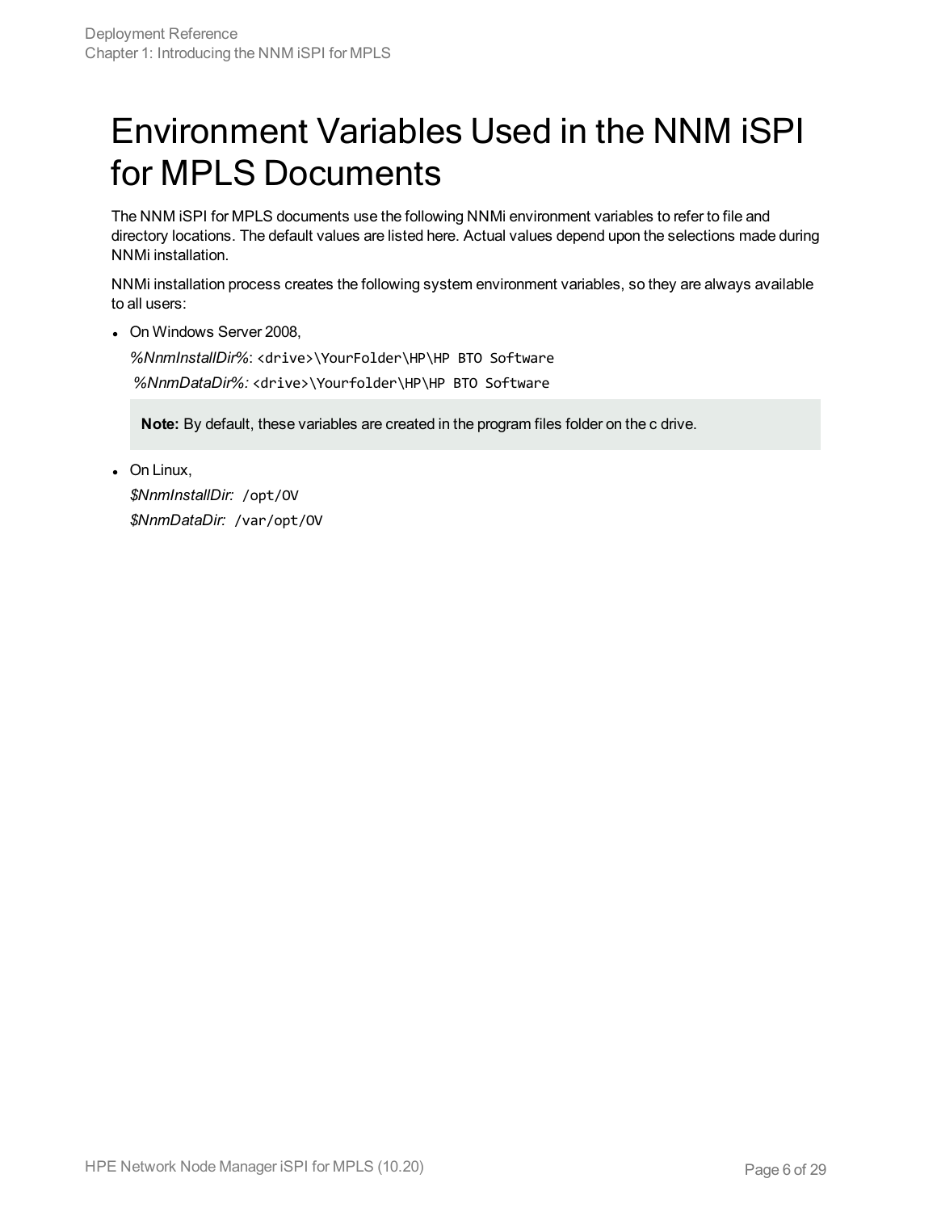# Environment Variables Used in the NNM iSPI for MPLS Documents

The NNM iSPI for MPLS documents use the following NNMi environment variables to refer to file and directory locations. The default values are listed here. Actual values depend upon the selections made during NNMi installation.

NNMi installation process creates the following system environment variables, so they are always available to all users:

- On Windows Server 2008,

  *%NnmInstallDir%*: `<drive>\YourFolder\HP\HP BTO Software`

  *%NnmDataDir%:* `<drive>\Yourfolder\HP\HP BTO Software`

  > **Note:** By default, these variables are created in the program files folder on the c drive.

- On Linux,

  *$NnmInstallDir:* `/opt/OV`

  *$NnmDataDir:* `/var/opt/OV`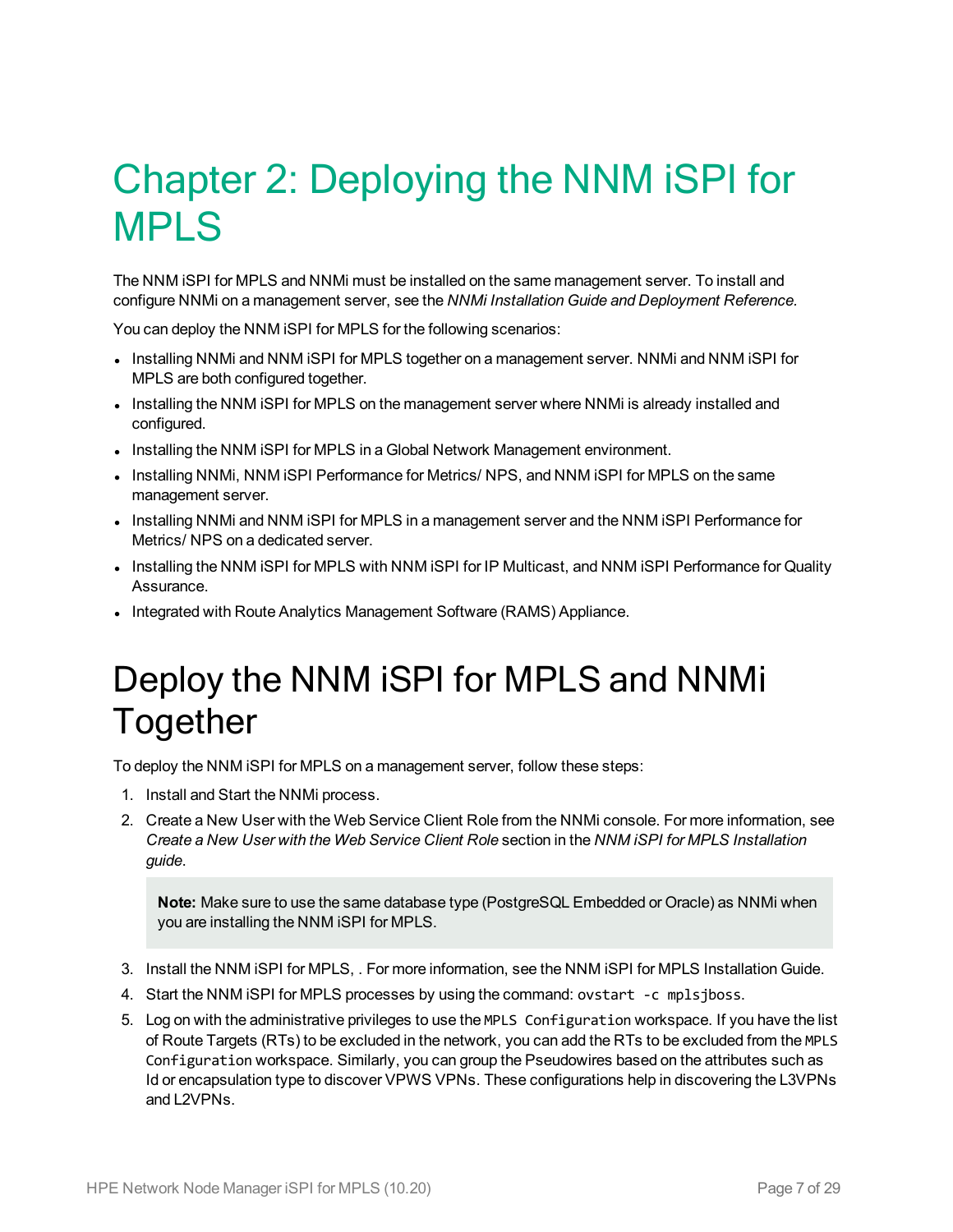# Chapter 2: Deploying the NNM iSPI for MPLS

The NNM iSPI for MPLS and NNMi must be installed on the same management server. To install and configure NNMi on a management server, see the *NNMi Installation Guide and Deployment Reference.*

You can deploy the NNM iSPI for MPLS for the following scenarios:

- Installing NNMi and NNM iSPI for MPLS together on a management server. NNMi and NNM iSPI for MPLS are both configured together.
- Installing the NNM iSPI for MPLS on the management server where NNMi is already installed and configured.
- Installing the NNM iSPI for MPLS in a Global Network Management environment.
- Installing NNMi, NNM iSPI Performance for Metrics/ NPS, and NNM iSPI for MPLS on the same management server.
- Installing NNMi and NNM iSPI for MPLS in a management server and the NNM iSPI Performance for Metrics/ NPS on a dedicated server.
- Installing the NNM iSPI for MPLS with NNM iSPI for IP Multicast, and NNM iSPI Performance for Quality Assurance.
- Integrated with Route Analytics Management Software (RAMS) Appliance.

## Deploy the NNM iSPI for MPLS and NNMi Together

To deploy the NNM iSPI for MPLS on a management server, follow these steps:

1. Install and Start the NNMi process.
2. Create a New User with the Web Service Client Role from the NNMi console. For more information, see *Create a New User with the Web Service Client Role* section in the *NNM iSPI for MPLS Installation guide*.

   > **Note:** Make sure to use the same database type (PostgreSQL Embedded or Oracle) as NNMi when you are installing the NNM iSPI for MPLS.

3. Install the NNM iSPI for MPLS, . For more information, see the NNM iSPI for MPLS Installation Guide.
4. Start the NNM iSPI for MPLS processes by using the command: `ovstart -c mplsjboss`.
5. Log on with the administrative privileges to use the `MPLS Configuration` workspace. If you have the list of Route Targets (RTs) to be excluded in the network, you can add the RTs to be excluded from the `MPLS Configuration` workspace. Similarly, you can group the Pseudowires based on the attributes such as Id or encapsulation type to discover VPWS VPNs. These configurations help in discovering the L3VPNs and L2VPNs.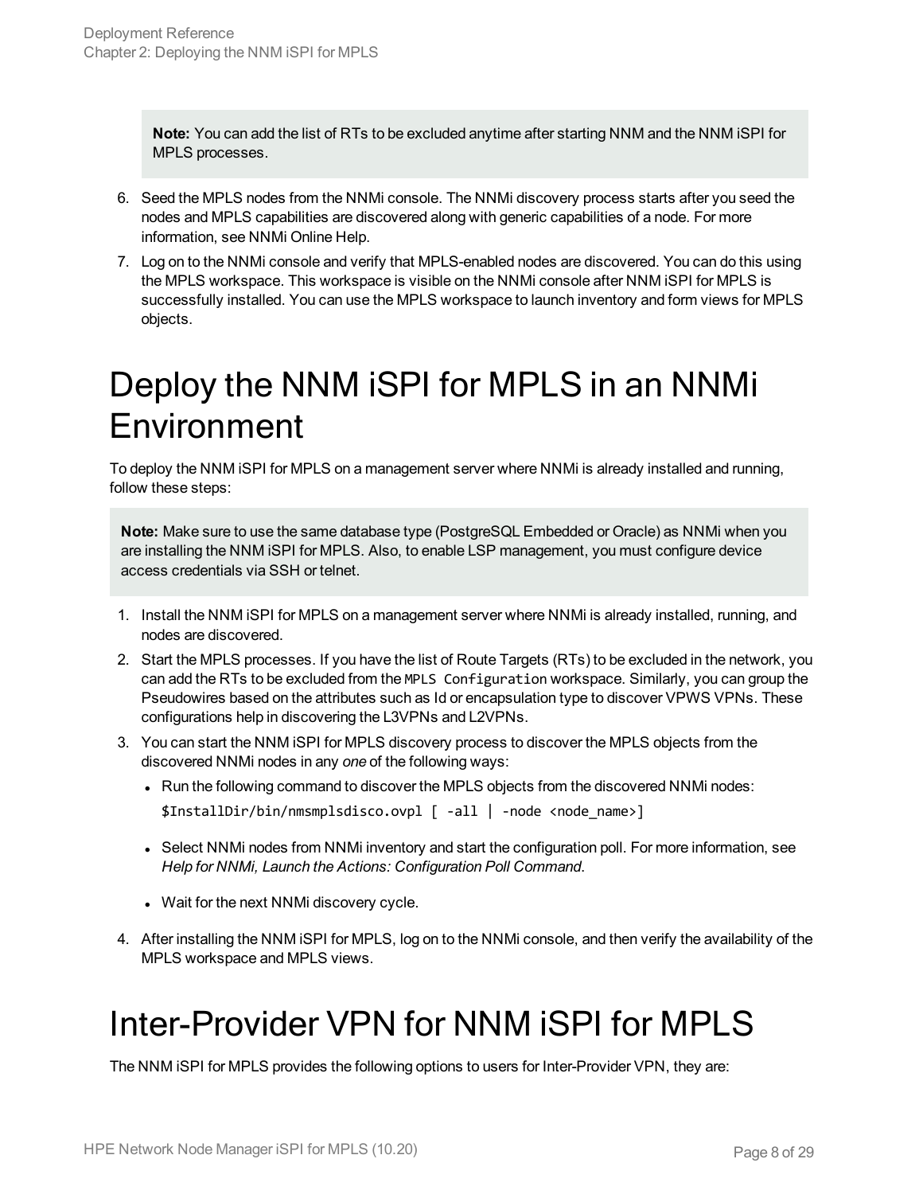**Note:** You can add the list of RTs to be excluded anytime after starting NNM and the NNM iSPI for MPLS processes.

6. Seed the MPLS nodes from the NNMi console. The NNMi discovery process starts after you seed the nodes and MPLS capabilities are discovered along with generic capabilities of a node. For more information, see NNMi Online Help.
7. Log on to the NNMi console and verify that MPLS-enabled nodes are discovered. You can do this using the MPLS workspace. This workspace is visible on the NNMi console after NNM iSPI for MPLS is successfully installed. You can use the MPLS workspace to launch inventory and form views for MPLS objects.

# Deploy the NNM iSPI for MPLS in an NNMi Environment

To deploy the NNM iSPI for MPLS on a management server where NNMi is already installed and running, follow these steps:

**Note:** Make sure to use the same database type (PostgreSQL Embedded or Oracle) as NNMi when you are installing the NNM iSPI for MPLS. Also, to enable LSP management, you must configure device access credentials via SSH or telnet.

1. Install the NNM iSPI for MPLS on a management server where NNMi is already installed, running, and nodes are discovered.
2. Start the MPLS processes. If you have the list of Route Targets (RTs) to be excluded in the network, you can add the RTs to be excluded from the `MPLS Configuration` workspace. Similarly, you can group the Pseudowires based on the attributes such as Id or encapsulation type to discover VPWS VPNs. These configurations help in discovering the L3VPNs and L2VPNs.
3. You can start the NNM iSPI for MPLS discovery process to discover the MPLS objects from the discovered NNMi nodes in any *one* of the following ways:
   - Run the following command to discover the MPLS objects from the discovered NNMi nodes:
     ```
     $InstallDir/bin/nmsmplsdisco.ovpl [ -all | -node <node_name>]
     ```
   - Select NNMi nodes from NNMi inventory and start the configuration poll. For more information, see *Help for NNMi, Launch the Actions: Configuration Poll Command*.
   - Wait for the next NNMi discovery cycle.
4. After installing the NNM iSPI for MPLS, log on to the NNMi console, and then verify the availability of the MPLS workspace and MPLS views.

# Inter-Provider VPN for NNM iSPI for MPLS

The NNM iSPI for MPLS provides the following options to users for Inter-Provider VPN, they are: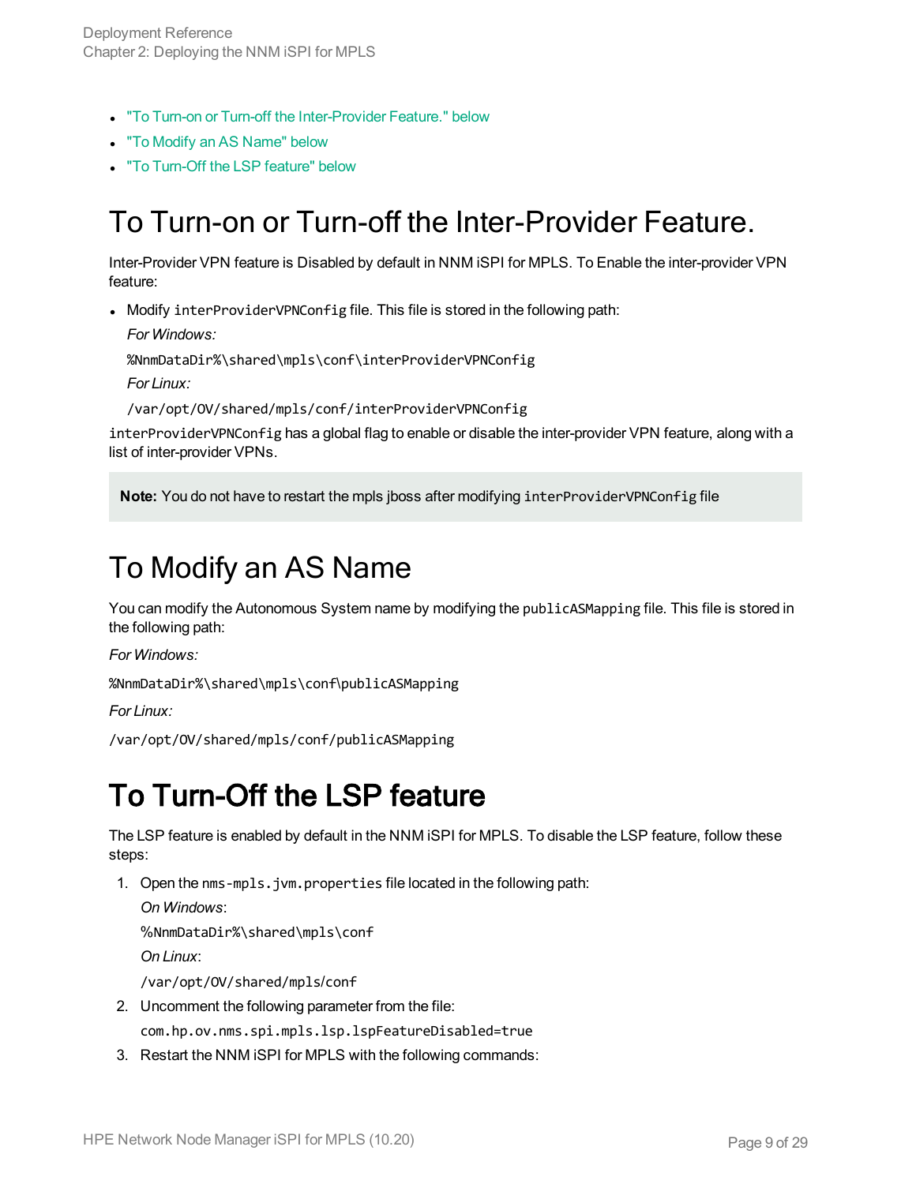- "To Turn-on or Turn-off the Inter-Provider Feature." below
- "To Modify an AS Name" below
- "To Turn-Off the LSP feature" below

# To Turn-on or Turn-off the Inter-Provider Feature.

Inter-Provider VPN feature is Disabled by default in NNM iSPI for MPLS. To Enable the inter-provider VPN feature:

- Modify `interProviderVPNConfig` file. This file is stored in the following path:

  *For Windows:*

  `%NnmDataDir%\shared\mpls\conf\interProviderVPNConfig`

  *For Linux:*

  `/var/opt/OV/shared/mpls/conf/interProviderVPNConfig`

`interProviderVPNConfig` has a global flag to enable or disable the inter-provider VPN feature, along with a list of inter-provider VPNs.

> **Note:** You do not have to restart the mpls jboss after modifying `interProviderVPNConfig` file

# To Modify an AS Name

You can modify the Autonomous System name by modifying the `publicASMapping` file. This file is stored in the following path:

*For Windows:*

`%NnmDataDir%\shared\mpls\conf\publicASMapping`

*For Linux:*

`/var/opt/OV/shared/mpls/conf/publicASMapping`

# To Turn-Off the LSP feature

The LSP feature is enabled by default in the NNM iSPI for MPLS. To disable the LSP feature, follow these steps:

1. Open the `nms-mpls.jvm.properties` file located in the following path:

   *On Windows*:

   `%NnmDataDir%\shared\mpls\conf`

   *On Linux*:

   `/var/opt/OV/shared/mpls/conf`

2. Uncomment the following parameter from the file:

   `com.hp.ov.nms.spi.mpls.lsp.lspFeatureDisabled=true`

3. Restart the NNM iSPI for MPLS with the following commands: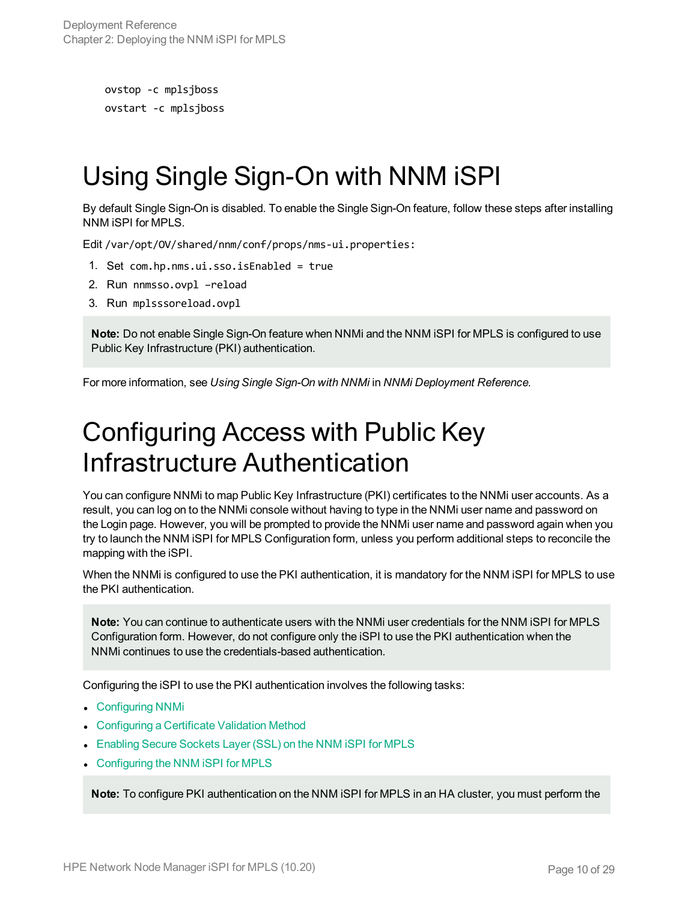```
ovstop -c mplsjboss
ovstart -c mplsjboss
```

# Using Single Sign-On with NNM iSPI

By default Single Sign-On is disabled. To enable the Single Sign-On feature, follow these steps after installing NNM iSPI for MPLS.

Edit `/var/opt/OV/shared/nnm/conf/props/nms-ui.properties:`

1. Set `com.hp.nms.ui.sso.isEnabled = true`
2. Run `nnmsso.ovpl –reload`
3. Run `mplsssoreload.ovpl`

> **Note:** Do not enable Single Sign-On feature when NNMi and the NNM iSPI for MPLS is configured to use Public Key Infrastructure (PKI) authentication.

For more information, see *Using Single Sign-On with NNMi* in *NNMi Deployment Reference.*

# Configuring Access with Public Key Infrastructure Authentication

You can configure NNMi to map Public Key Infrastructure (PKI) certificates to the NNMi user accounts. As a result, you can log on to the NNMi console without having to type in the NNMi user name and password on the Login page. However, you will be prompted to provide the NNMi user name and password again when you try to launch the NNM iSPI for MPLS Configuration form, unless you perform additional steps to reconcile the mapping with the iSPI.

When the NNMi is configured to use the PKI authentication, it is mandatory for the NNM iSPI for MPLS to use the PKI authentication.

> **Note:** You can continue to authenticate users with the NNMi user credentials for the NNM iSPI for MPLS Configuration form. However, do not configure only the iSPI to use the PKI authentication when the NNMi continues to use the credentials-based authentication.

Configuring the iSPI to use the PKI authentication involves the following tasks:

- Configuring NNMi
- Configuring a Certificate Validation Method
- Enabling Secure Sockets Layer (SSL) on the NNM iSPI for MPLS
- Configuring the NNM iSPI for MPLS

> **Note:** To configure PKI authentication on the NNM iSPI for MPLS in an HA cluster, you must perform the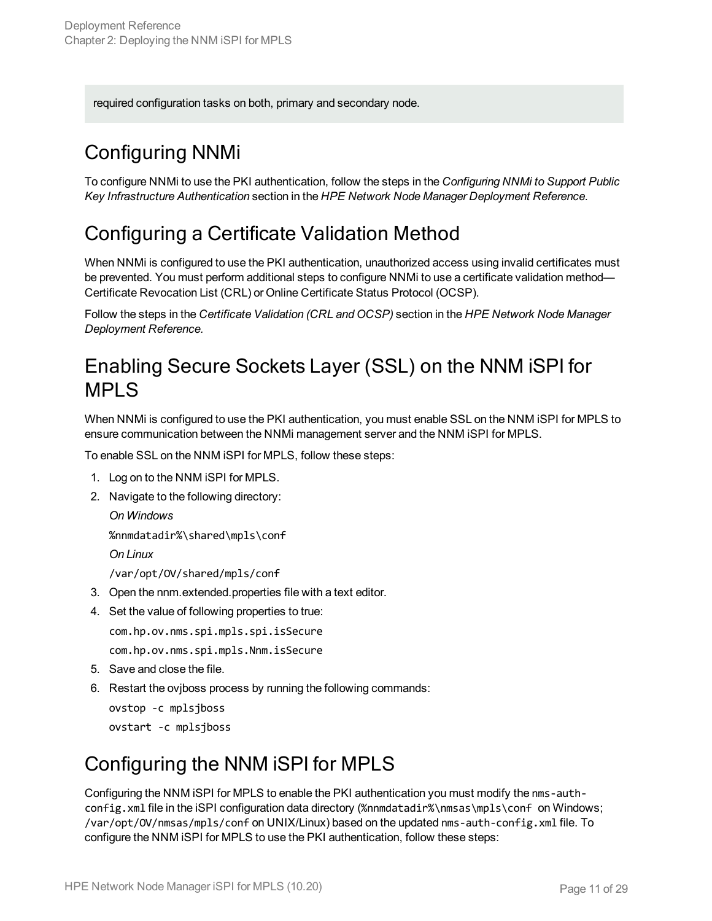required configuration tasks on both, primary and secondary node.

## Configuring NNMi

To configure NNMi to use the PKI authentication, follow the steps in the *Configuring NNMi to Support Public Key Infrastructure Authentication* section in the *HPE Network Node Manager Deployment Reference.*

## Configuring a Certificate Validation Method

When NNMi is configured to use the PKI authentication, unauthorized access using invalid certificates must be prevented. You must perform additional steps to configure NNMi to use a certificate validation method—Certificate Revocation List (CRL) or Online Certificate Status Protocol (OCSP).

Follow the steps in the *Certificate Validation (CRL and OCSP)* section in the *HPE Network Node Manager Deployment Reference.*

## Enabling Secure Sockets Layer (SSL) on the NNM iSPI for MPLS

When NNMi is configured to use the PKI authentication, you must enable SSL on the NNM iSPI for MPLS to ensure communication between the NNMi management server and the NNM iSPI for MPLS.

To enable SSL on the NNM iSPI for MPLS, follow these steps:

1. Log on to the NNM iSPI for MPLS.
2. Navigate to the following directory:

   *On Windows*

   `%nnmdatadir%\shared\mpls\conf`

   *On Linux*

   `/var/opt/OV/shared/mpls/conf`
3. Open the nnm.extended.properties file with a text editor.
4. Set the value of following properties to true:

   `com.hp.ov.nms.spi.mpls.spi.isSecure`

   `com.hp.ov.nms.spi.mpls.Nnm.isSecure`
5. Save and close the file.
6. Restart the ovjboss process by running the following commands:

   `ovstop -c mplsjboss`

   `ovstart -c mplsjboss`

## Configuring the NNM iSPI for MPLS

Configuring the NNM iSPI for MPLS to enable the PKI authentication you must modify the `nms-auth-config.xml` file in the iSPI configuration data directory (`%nnmdatadir%\nmsas\mpls\conf` on Windows; `/var/opt/OV/nmsas/mpls/conf` on UNIX/Linux) based on the updated `nms-auth-config.xml` file. To configure the NNM iSPI for MPLS to use the PKI authentication, follow these steps: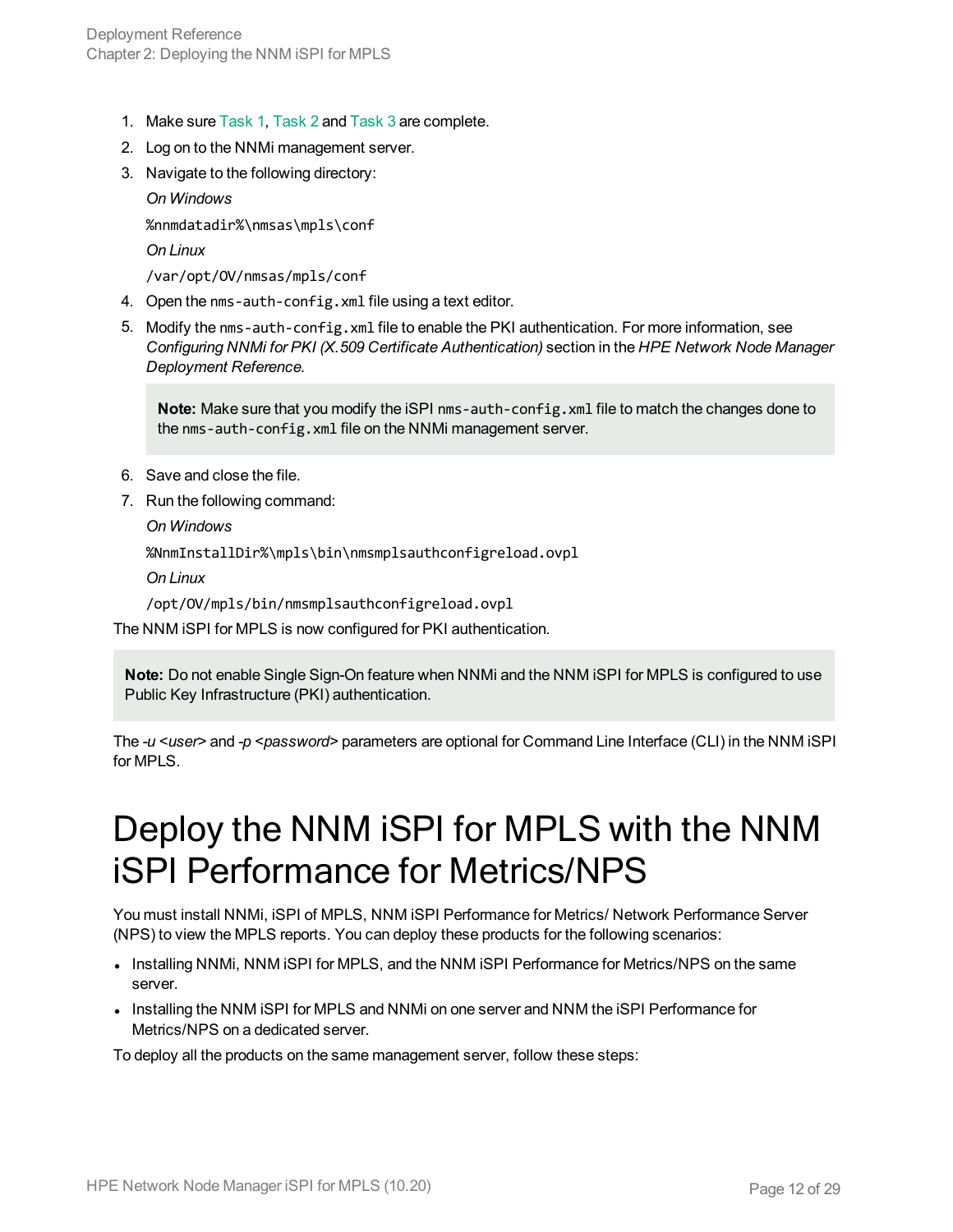1. Make sure Task 1, Task 2 and Task 3 are complete.
2. Log on to the NNMi management server.
3. Navigate to the following directory:

   *On Windows*

   `%nnmdatadir%\nmsas\mpls\conf`

   *On Linux*

   `/var/opt/OV/nmsas/mpls/conf`
4. Open the `nms-auth-config.xml` file using a text editor.
5. Modify the `nms-auth-config.xml` file to enable the PKI authentication. For more information, see *Configuring NNMi for PKI (X.509 Certificate Authentication)* section in the *HPE Network Node Manager Deployment Reference*.

   > **Note:** Make sure that you modify the iSPI `nms-auth-config.xml` file to match the changes done to the `nms-auth-config.xml` file on the NNMi management server.

6. Save and close the file.
7. Run the following command:

   *On Windows*

   `%NnmInstallDir%\mpls\bin\nmsmplsauthconfigreload.ovpl`

   *On Linux*

   `/opt/OV/mpls/bin/nmsmplsauthconfigreload.ovpl`

The NNM iSPI for MPLS is now configured for PKI authentication.

> **Note:** Do not enable Single Sign-On feature when NNMi and the NNM iSPI for MPLS is configured to use Public Key Infrastructure (PKI) authentication.

The *-u <user>* and *-p <password>* parameters are optional for Command Line Interface (CLI) in the NNM iSPI for MPLS.

# Deploy the NNM iSPI for MPLS with the NNM iSPI Performance for Metrics/NPS

You must install NNMi, iSPI of MPLS, NNM iSPI Performance for Metrics/ Network Performance Server (NPS) to view the MPLS reports. You can deploy these products for the following scenarios:

- Installing NNMi, NNM iSPI for MPLS, and the NNM iSPI Performance for Metrics/NPS on the same server.
- Installing the NNM iSPI for MPLS and NNMi on one server and NNM the iSPI Performance for Metrics/NPS on a dedicated server.

To deploy all the products on the same management server, follow these steps: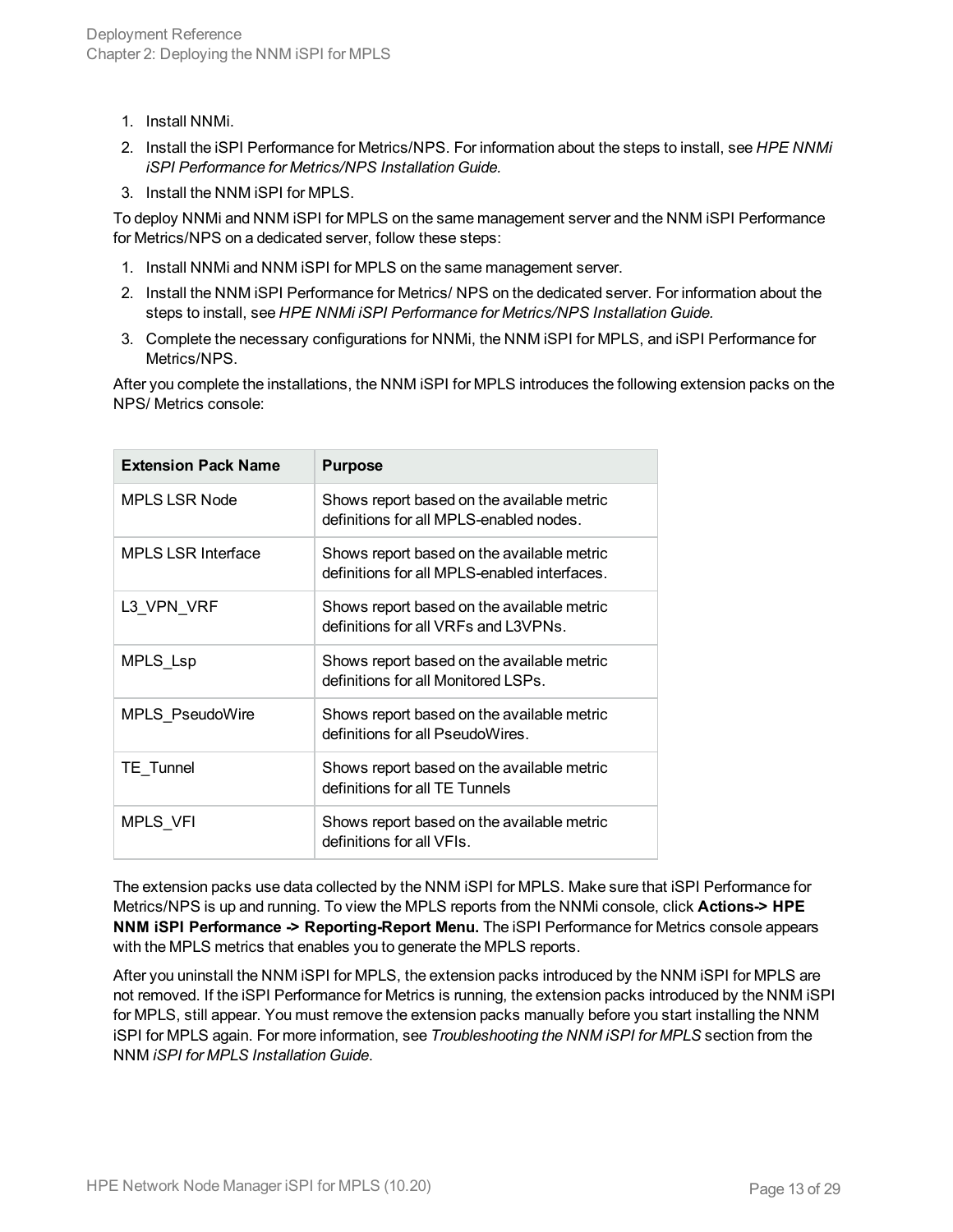1. Install NNMi.
2. Install the iSPI Performance for Metrics/NPS. For information about the steps to install, see *HPE NNMi iSPI Performance for Metrics/NPS Installation Guide.*
3. Install the NNM iSPI for MPLS.

To deploy NNMi and NNM iSPI for MPLS on the same management server and the NNM iSPI Performance for Metrics/NPS on a dedicated server, follow these steps:

1. Install NNMi and NNM iSPI for MPLS on the same management server.
2. Install the NNM iSPI Performance for Metrics/ NPS on the dedicated server. For information about the steps to install, see *HPE NNMi iSPI Performance for Metrics/NPS Installation Guide.*
3. Complete the necessary configurations for NNMi, the NNM iSPI for MPLS, and iSPI Performance for Metrics/NPS.

After you complete the installations, the NNM iSPI for MPLS introduces the following extension packs on the NPS/ Metrics console:

| Extension Pack Name | Purpose |
|---|---|
| MPLS LSR Node | Shows report based on the available metric definitions for all MPLS-enabled nodes. |
| MPLS LSR Interface | Shows report based on the available metric definitions for all MPLS-enabled interfaces. |
| L3_VPN_VRF | Shows report based on the available metric definitions for all VRFs and L3VPNs. |
| MPLS_Lsp | Shows report based on the available metric definitions for all Monitored LSPs. |
| MPLS_PseudoWire | Shows report based on the available metric definitions for all PseudoWires. |
| TE_Tunnel | Shows report based on the available metric definitions for all TE Tunnels |
| MPLS_VFI | Shows report based on the available metric definitions for all VFIs. |

The extension packs use data collected by the NNM iSPI for MPLS. Make sure that iSPI Performance for Metrics/NPS is up and running. To view the MPLS reports from the NNMi console, click **Actions-> HPE NNM iSPI Performance -> Reporting-Report Menu.** The iSPI Performance for Metrics console appears with the MPLS metrics that enables you to generate the MPLS reports.

After you uninstall the NNM iSPI for MPLS, the extension packs introduced by the NNM iSPI for MPLS are not removed. If the iSPI Performance for Metrics is running, the extension packs introduced by the NNM iSPI for MPLS, still appear. You must remove the extension packs manually before you start installing the NNM iSPI for MPLS again. For more information, see *Troubleshooting the NNM iSPI for MPLS* section from the NNM *iSPI for MPLS Installation Guide*.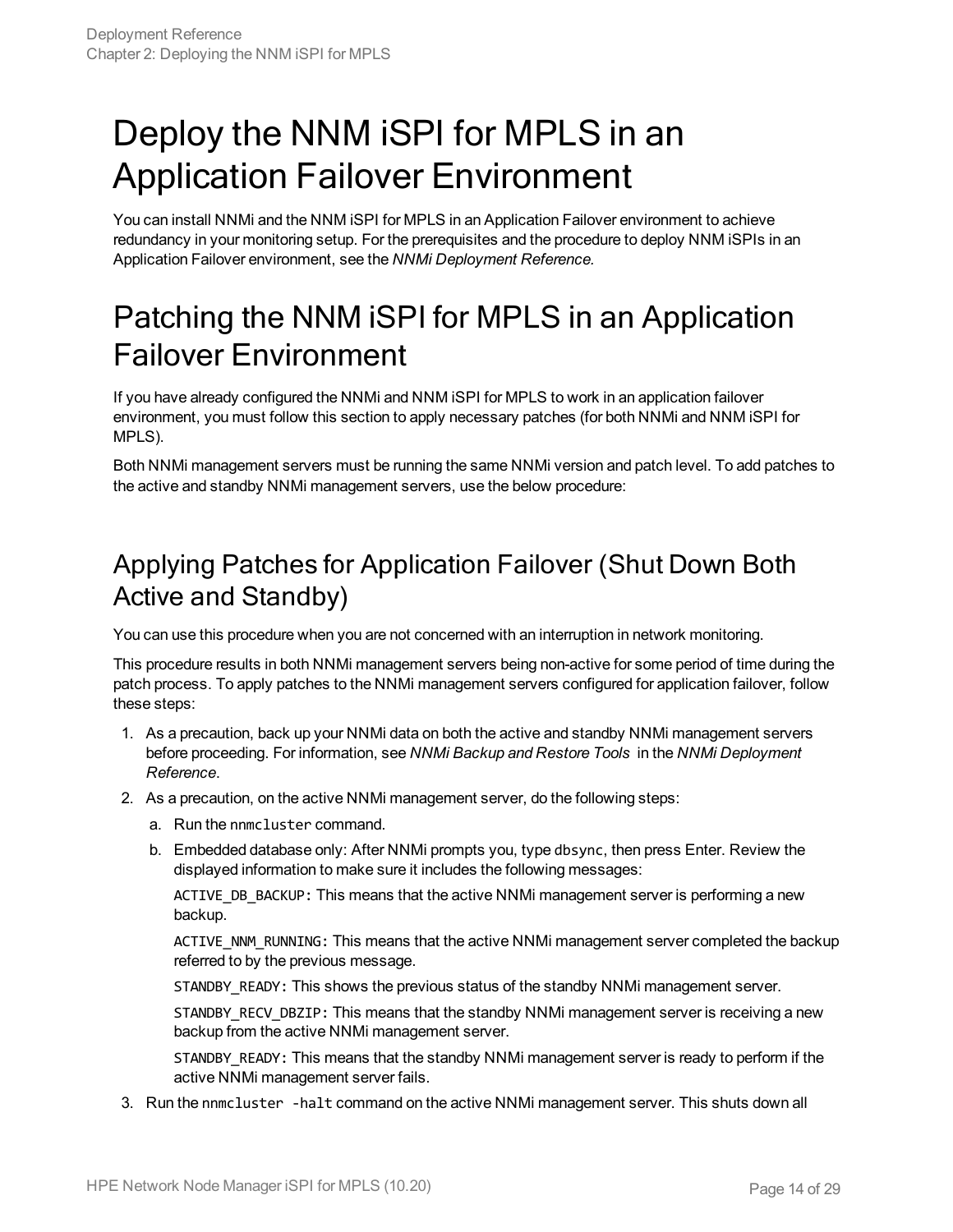# Deploy the NNM iSPI for MPLS in an Application Failover Environment

You can install NNMi and the NNM iSPI for MPLS in an Application Failover environment to achieve redundancy in your monitoring setup. For the prerequisites and the procedure to deploy NNM iSPIs in an Application Failover environment, see the *NNMi Deployment Reference*.

# Patching the NNM iSPI for MPLS in an Application Failover Environment

If you have already configured the NNMi and NNM iSPI for MPLS to work in an application failover environment, you must follow this section to apply necessary patches (for both NNMi and NNM iSPI for MPLS).

Both NNMi management servers must be running the same NNMi version and patch level. To add patches to the active and standby NNMi management servers, use the below procedure:

## Applying Patches for Application Failover (Shut Down Both Active and Standby)

You can use this procedure when you are not concerned with an interruption in network monitoring.

This procedure results in both NNMi management servers being non-active for some period of time during the patch process. To apply patches to the NNMi management servers configured for application failover, follow these steps:

1. As a precaution, back up your NNMi data on both the active and standby NNMi management servers before proceeding. For information, see *NNMi Backup and Restore Tools* in the *NNMi Deployment Reference*.
2. As a precaution, on the active NNMi management server, do the following steps:
   a. Run the `nnmcluster` command.
   b. Embedded database only: After NNMi prompts you, type `dbsync`, then press Enter. Review the displayed information to make sure it includes the following messages:

      `ACTIVE_DB_BACKUP:` This means that the active NNMi management server is performing a new backup.

      `ACTIVE_NNM_RUNNING:` This means that the active NNMi management server completed the backup referred to by the previous message.

      `STANDBY_READY:` This shows the previous status of the standby NNMi management server.

      `STANDBY_RECV_DBZIP:` This means that the standby NNMi management server is receiving a new backup from the active NNMi management server.

      `STANDBY_READY:` This means that the standby NNMi management server is ready to perform if the active NNMi management server fails.
3. Run the `nnmcluster -halt` command on the active NNMi management server. This shuts down all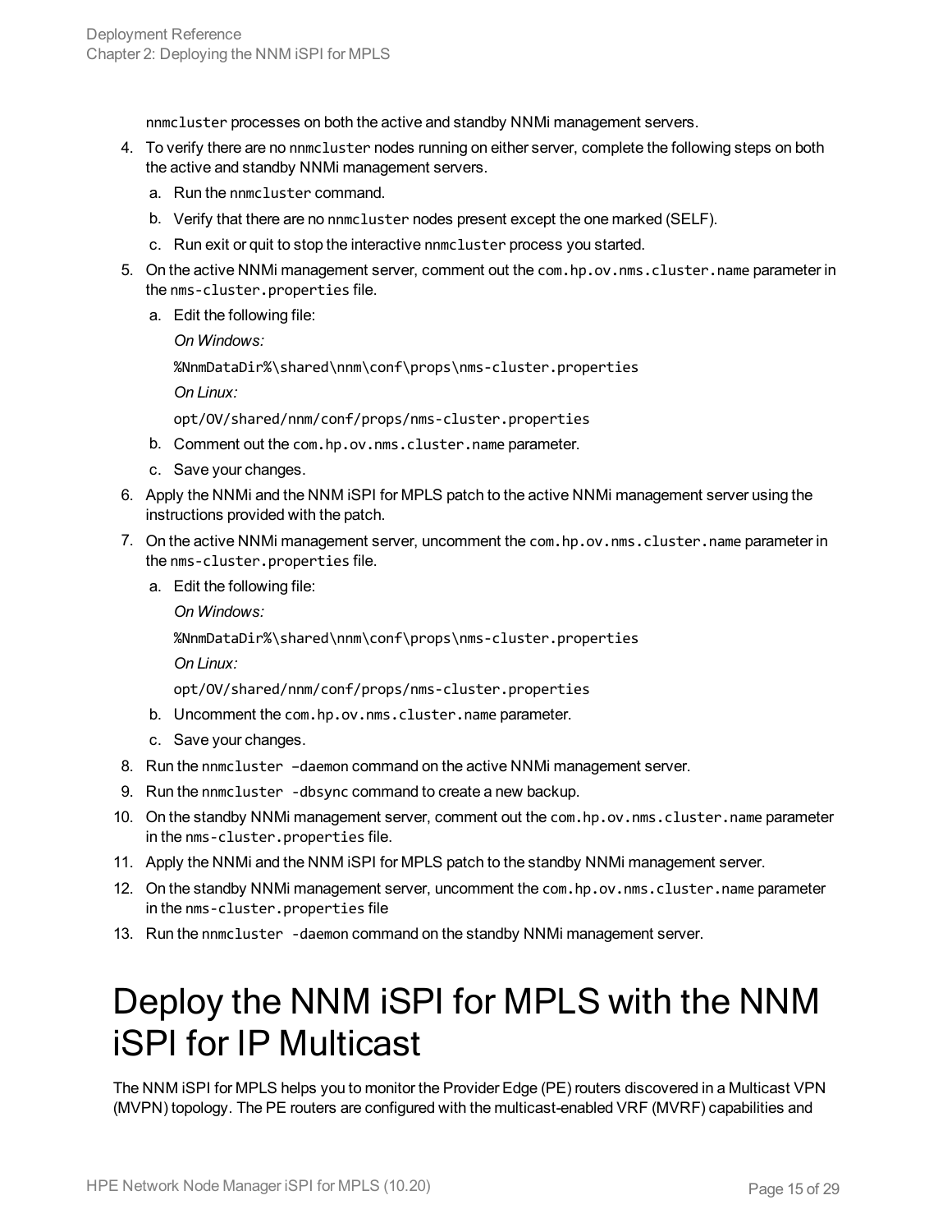nnmcluster processes on both the active and standby NNMi management servers.

4. To verify there are no nnmcluster nodes running on either server, complete the following steps on both the active and standby NNMi management servers.
   a. Run the nnmcluster command.
   b. Verify that there are no nnmcluster nodes present except the one marked (SELF).
   c. Run exit or quit to stop the interactive nnmcluster process you started.
5. On the active NNMi management server, comment out the com.hp.ov.nms.cluster.name parameter in the nms-cluster.properties file.
   a. Edit the following file:

      *On Windows:*

      %NnmDataDir%\shared\nnm\conf\props\nms-cluster.properties

      *On Linux:*

      opt/OV/shared/nnm/conf/props/nms-cluster.properties
   b. Comment out the com.hp.ov.nms.cluster.name parameter.
   c. Save your changes.
6. Apply the NNMi and the NNM iSPI for MPLS patch to the active NNMi management server using the instructions provided with the patch.
7. On the active NNMi management server, uncomment the com.hp.ov.nms.cluster.name parameter in the nms-cluster.properties file.
   a. Edit the following file:

      *On Windows:*

      %NnmDataDir%\shared\nnm\conf\props\nms-cluster.properties

      *On Linux:*

      opt/OV/shared/nnm/conf/props/nms-cluster.properties
   b. Uncomment the com.hp.ov.nms.cluster.name parameter.
   c. Save your changes.
8. Run the nnmcluster –daemon command on the active NNMi management server.
9. Run the nnmcluster -dbsync command to create a new backup.
10. On the standby NNMi management server, comment out the com.hp.ov.nms.cluster.name parameter in the nms-cluster.properties file.
11. Apply the NNMi and the NNM iSPI for MPLS patch to the standby NNMi management server.
12. On the standby NNMi management server, uncomment the com.hp.ov.nms.cluster.name parameter in the nms-cluster.properties file
13. Run the nnmcluster -daemon command on the standby NNMi management server.

# Deploy the NNM iSPI for MPLS with the NNM iSPI for IP Multicast

The NNM iSPI for MPLS helps you to monitor the Provider Edge (PE) routers discovered in a Multicast VPN (MVPN) topology. The PE routers are configured with the multicast-enabled VRF (MVRF) capabilities and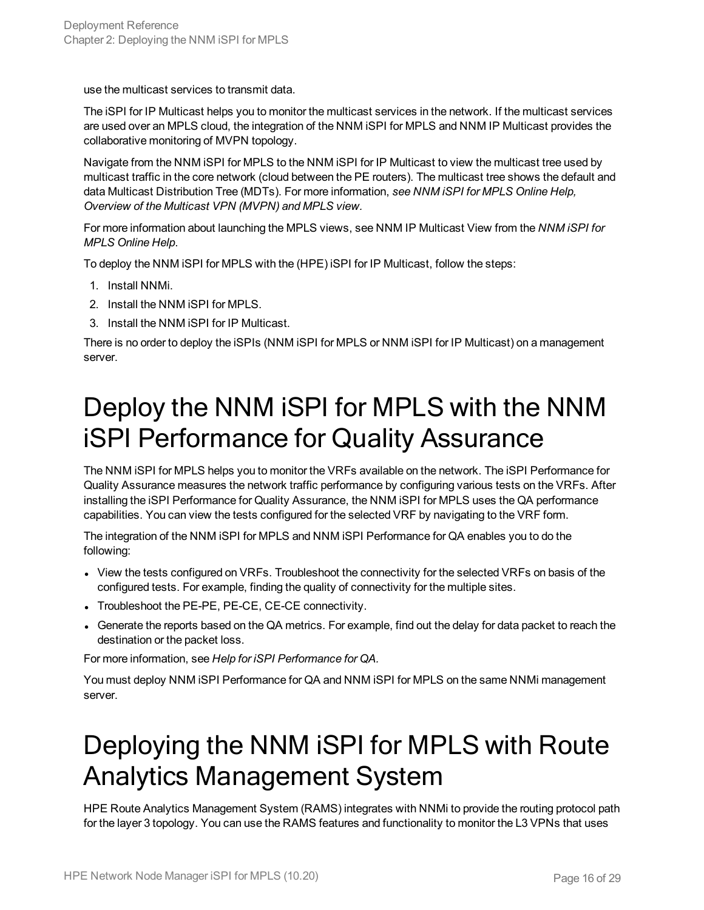use the multicast services to transmit data.

The iSPI for IP Multicast helps you to monitor the multicast services in the network. If the multicast services are used over an MPLS cloud, the integration of the NNM iSPI for MPLS and NNM IP Multicast provides the collaborative monitoring of MVPN topology.

Navigate from the NNM iSPI for MPLS to the NNM iSPI for IP Multicast to view the multicast tree used by multicast traffic in the core network (cloud between the PE routers). The multicast tree shows the default and data Multicast Distribution Tree (MDTs). For more information, *see NNM iSPI for MPLS Online Help, Overview of the Multicast VPN (MVPN) and MPLS view*.

For more information about launching the MPLS views, see NNM IP Multicast View from the *NNM iSPI for MPLS Online Help*.

To deploy the NNM iSPI for MPLS with the (HPE) iSPI for IP Multicast, follow the steps:

1. Install NNMi.
2. Install the NNM iSPI for MPLS.
3. Install the NNM iSPI for IP Multicast.

There is no order to deploy the iSPIs (NNM iSPI for MPLS or NNM iSPI for IP Multicast) on a management server.

# Deploy the NNM iSPI for MPLS with the NNM iSPI Performance for Quality Assurance

The NNM iSPI for MPLS helps you to monitor the VRFs available on the network. The iSPI Performance for Quality Assurance measures the network traffic performance by configuring various tests on the VRFs. After installing the iSPI Performance for Quality Assurance, the NNM iSPI for MPLS uses the QA performance capabilities. You can view the tests configured for the selected VRF by navigating to the VRF form.

The integration of the NNM iSPI for MPLS and NNM iSPI Performance for QA enables you to do the following:

- View the tests configured on VRFs. Troubleshoot the connectivity for the selected VRFs on basis of the configured tests. For example, finding the quality of connectivity for the multiple sites.
- Troubleshoot the PE-PE, PE-CE, CE-CE connectivity.
- Generate the reports based on the QA metrics. For example, find out the delay for data packet to reach the destination or the packet loss.

For more information, see *Help for iSPI Performance for QA.*

You must deploy NNM iSPI Performance for QA and NNM iSPI for MPLS on the same NNMi management server.

# Deploying the NNM iSPI for MPLS with Route Analytics Management System

HPE Route Analytics Management System (RAMS) integrates with NNMi to provide the routing protocol path for the layer 3 topology. You can use the RAMS features and functionality to monitor the L3 VPNs that uses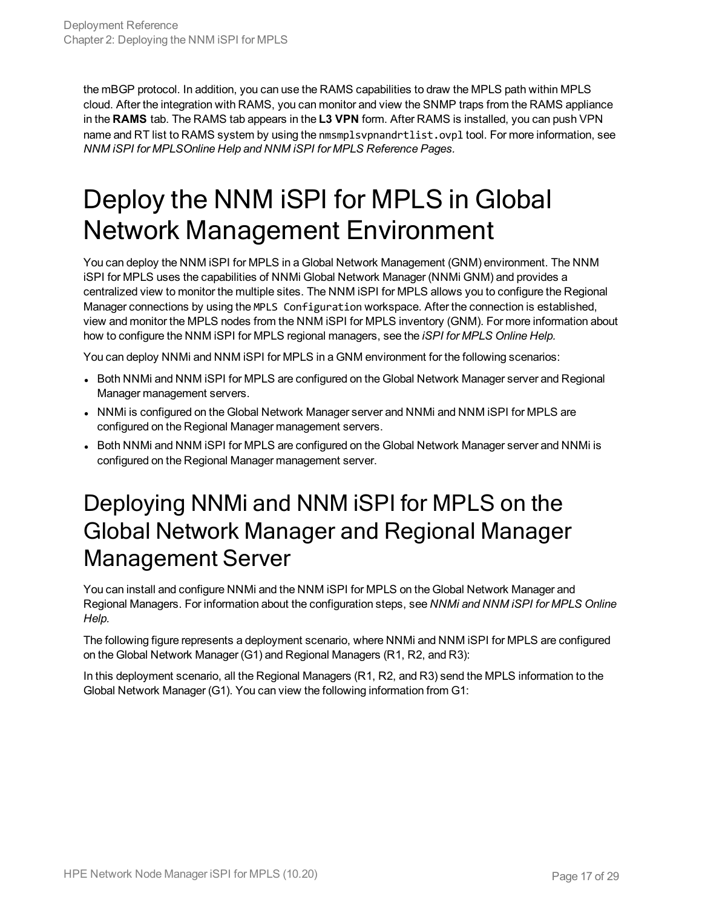the mBGP protocol. In addition, you can use the RAMS capabilities to draw the MPLS path within MPLS cloud. After the integration with RAMS, you can monitor and view the SNMP traps from the RAMS appliance in the **RAMS** tab. The RAMS tab appears in the **L3 VPN** form. After RAMS is installed, you can push VPN name and RT list to RAMS system by using the `nmsmplsvpnandrtlist.ovpl` tool. For more information, see *NNM iSPI for MPLSOnline Help and NNM iSPI for MPLS Reference Pages*.

# Deploy the NNM iSPI for MPLS in Global Network Management Environment

You can deploy the NNM iSPI for MPLS in a Global Network Management (GNM) environment. The NNM iSPI for MPLS uses the capabilities of NNMi Global Network Manager (NNMi GNM) and provides a centralized view to monitor the multiple sites. The NNM iSPI for MPLS allows you to configure the Regional Manager connections by using the `MPLS Configuration` workspace. After the connection is established, view and monitor the MPLS nodes from the NNM iSPI for MPLS inventory (GNM). For more information about how to configure the NNM iSPI for MPLS regional managers, see the *iSPI for MPLS Online Help.*

You can deploy NNMi and NNM iSPI for MPLS in a GNM environment for the following scenarios:

- Both NNMi and NNM iSPI for MPLS are configured on the Global Network Manager server and Regional Manager management servers.
- NNMi is configured on the Global Network Manager server and NNMi and NNM iSPI for MPLS are configured on the Regional Manager management servers.
- Both NNMi and NNM iSPI for MPLS are configured on the Global Network Manager server and NNMi is configured on the Regional Manager management server.

## Deploying NNMi and NNM iSPI for MPLS on the Global Network Manager and Regional Manager Management Server

You can install and configure NNMi and the NNM iSPI for MPLS on the Global Network Manager and Regional Managers. For information about the configuration steps, see *NNMi and NNM iSPI for MPLS Online Help.*

The following figure represents a deployment scenario, where NNMi and NNM iSPI for MPLS are configured on the Global Network Manager (G1) and Regional Managers (R1, R2, and R3):

In this deployment scenario, all the Regional Managers (R1, R2, and R3) send the MPLS information to the Global Network Manager (G1). You can view the following information from G1: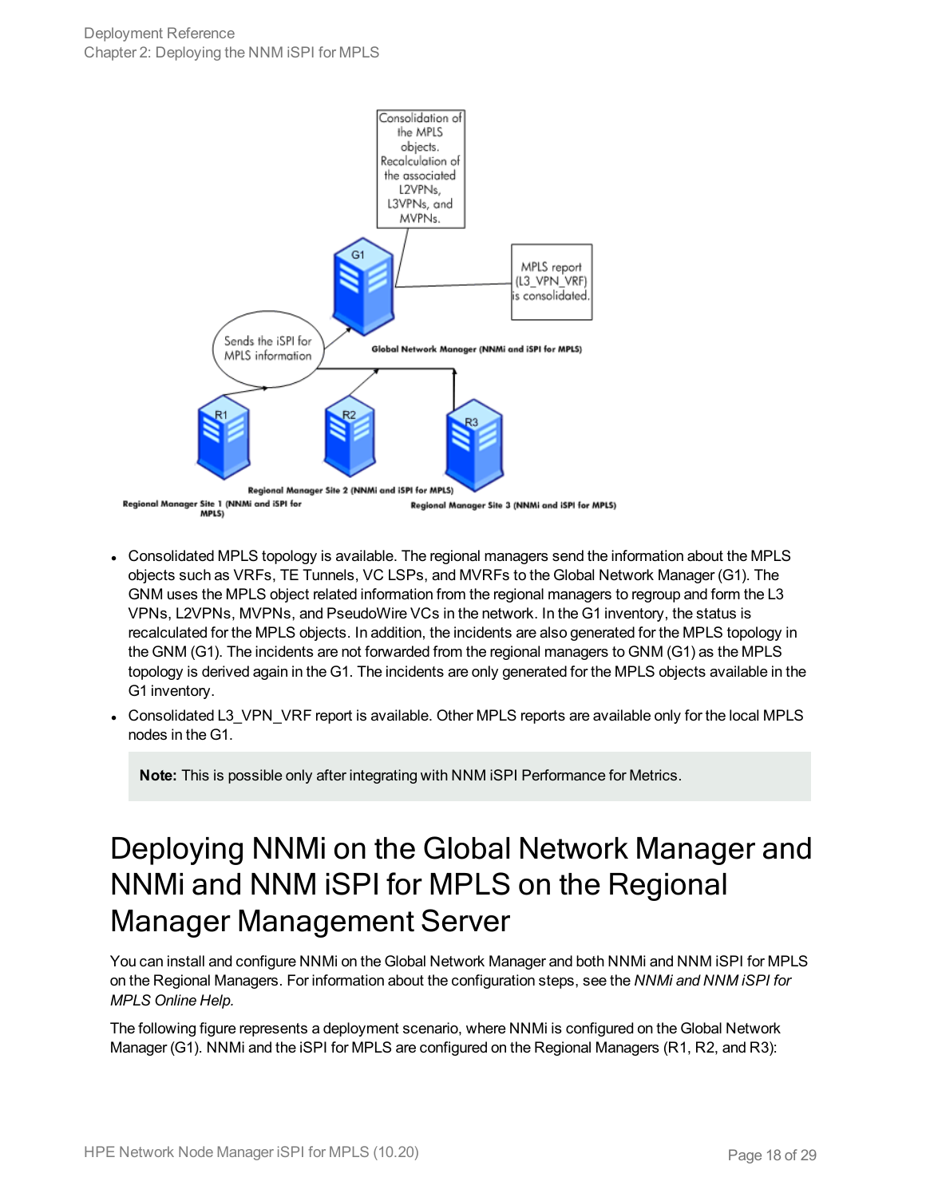- Consolidated MPLS topology is available. The regional managers send the information about the MPLS objects such as VRFs, TE Tunnels, VC LSPs, and MVRFs to the Global Network Manager (G1). The GNM uses the MPLS object related information from the regional managers to regroup and form the L3 VPNs, L2VPNs, MVPNs, and PseudoWire VCs in the network. In the G1 inventory, the status is recalculated for the MPLS objects. In addition, the incidents are also generated for the MPLS topology in the GNM (G1). The incidents are not forwarded from the regional managers to GNM (G1) as the MPLS topology is derived again in the G1. The incidents are only generated for the MPLS objects available in the G1 inventory.
- Consolidated L3_VPN_VRF report is available. Other MPLS reports are available only for the local MPLS nodes in the G1.

  **Note:** This is possible only after integrating with NNM iSPI Performance for Metrics.

# Deploying NNMi on the Global Network Manager and NNMi and NNM iSPI for MPLS on the Regional Manager Management Server

You can install and configure NNMi on the Global Network Manager and both NNMi and NNM iSPI for MPLS on the Regional Managers. For information about the configuration steps, see the *NNMi and NNM iSPI for MPLS Online Help*.

The following figure represents a deployment scenario, where NNMi is configured on the Global Network Manager (G1). NNMi and the iSPI for MPLS are configured on the Regional Managers (R1, R2, and R3):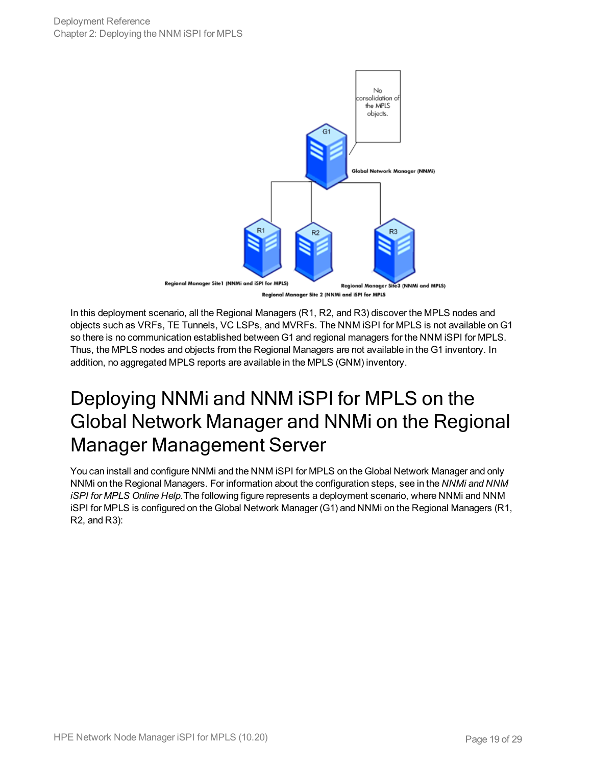In this deployment scenario, all the Regional Managers (R1, R2, and R3) discover the MPLS nodes and objects such as VRFs, TE Tunnels, VC LSPs, and MVRFs. The NNM iSPI for MPLS is not available on G1 so there is no communication established between G1 and regional managers for the NNM iSPI for MPLS. Thus, the MPLS nodes and objects from the Regional Managers are not available in the G1 inventory. In addition, no aggregated MPLS reports are available in the MPLS (GNM) inventory.

# Deploying NNMi and NNM iSPI for MPLS on the Global Network Manager and NNMi on the Regional Manager Management Server

You can install and configure NNMi and the NNM iSPI for MPLS on the Global Network Manager and only NNMi on the Regional Managers. For information about the configuration steps, see in the *NNMi and NNM iSPI for MPLS Online Help.*The following figure represents a deployment scenario, where NNMi and NNM iSPI for MPLS is configured on the Global Network Manager (G1) and NNMi on the Regional Managers (R1, R2, and R3):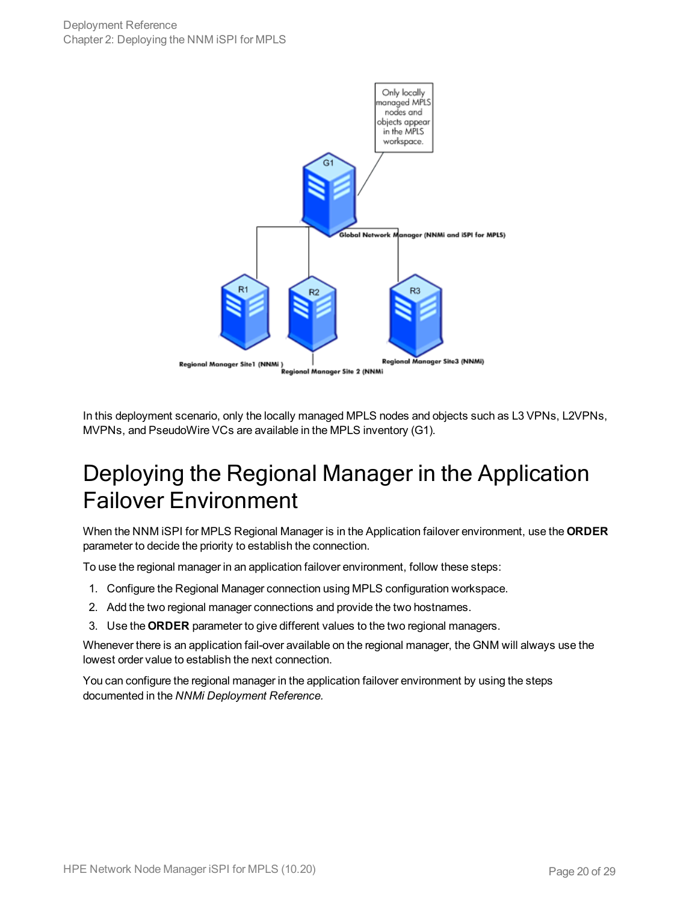In this deployment scenario, only the locally managed MPLS nodes and objects such as L3 VPNs, L2VPNs, MVPNs, and PseudoWire VCs are available in the MPLS inventory (G1).

# Deploying the Regional Manager in the Application Failover Environment

When the NNM iSPI for MPLS Regional Manager is in the Application failover environment, use the **ORDER** parameter to decide the priority to establish the connection.

To use the regional manager in an application failover environment, follow these steps:

1. Configure the Regional Manager connection using MPLS configuration workspace.
2. Add the two regional manager connections and provide the two hostnames.
3. Use the **ORDER** parameter to give different values to the two regional managers.

Whenever there is an application fail-over available on the regional manager, the GNM will always use the lowest order value to establish the next connection.

You can configure the regional manager in the application failover environment by using the steps documented in the *NNMi Deployment Reference.*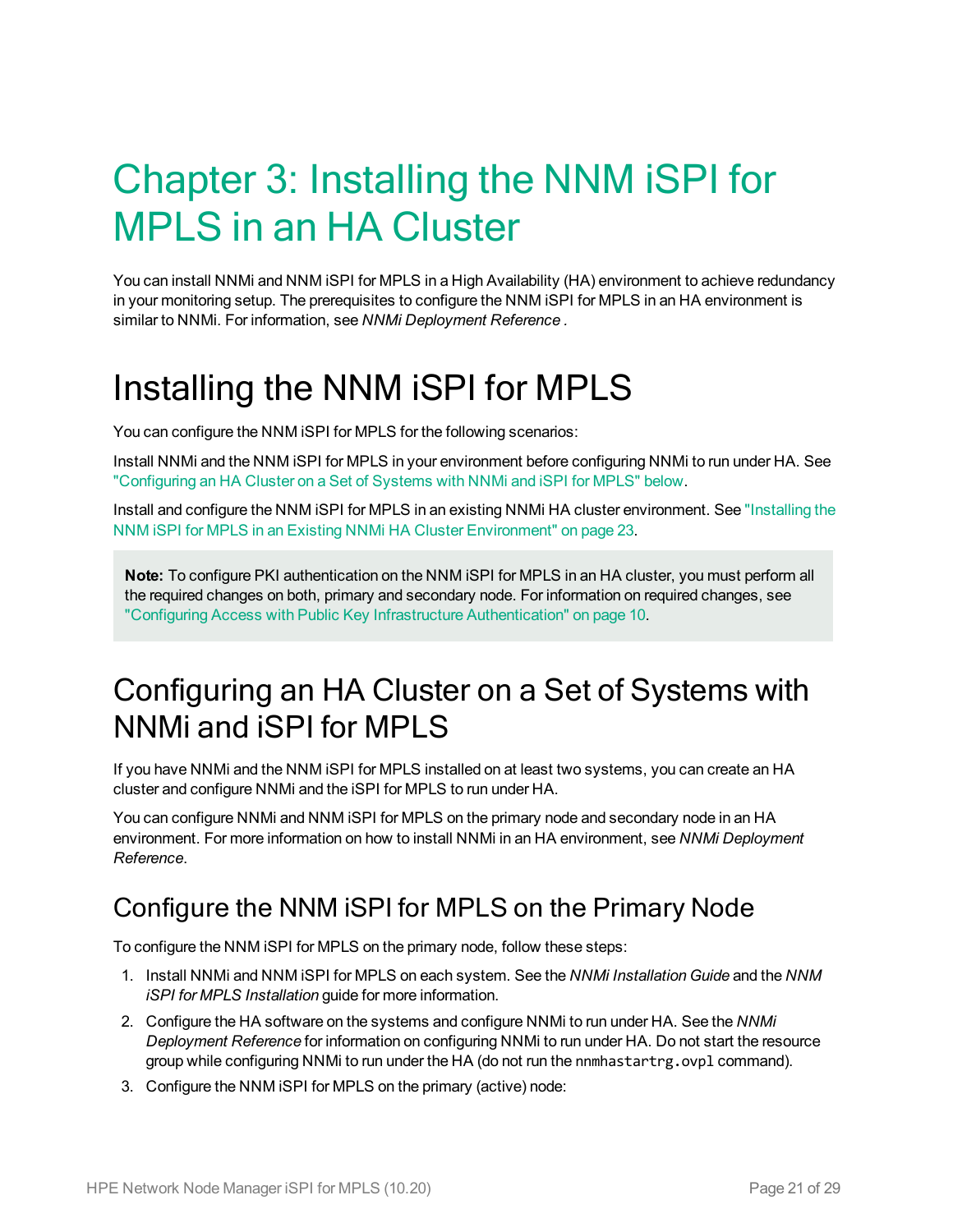# Chapter 3: Installing the NNM iSPI for MPLS in an HA Cluster

You can install NNMi and NNM iSPI for MPLS in a High Availability (HA) environment to achieve redundancy in your monitoring setup. The prerequisites to configure the NNM iSPI for MPLS in an HA environment is similar to NNMi. For information, see *NNMi Deployment Reference* .

# Installing the NNM iSPI for MPLS

You can configure the NNM iSPI for MPLS for the following scenarios:

Install NNMi and the NNM iSPI for MPLS in your environment before configuring NNMi to run under HA. See "Configuring an HA Cluster on a Set of Systems with NNMi and iSPI for MPLS" below.

Install and configure the NNM iSPI for MPLS in an existing NNMi HA cluster environment. See "Installing the NNM iSPI for MPLS in an Existing NNMi HA Cluster Environment" on page 23.

> **Note:** To configure PKI authentication on the NNM iSPI for MPLS in an HA cluster, you must perform all the required changes on both, primary and secondary node. For information on required changes, see "Configuring Access with Public Key Infrastructure Authentication" on page 10.

## Configuring an HA Cluster on a Set of Systems with NNMi and iSPI for MPLS

If you have NNMi and the NNM iSPI for MPLS installed on at least two systems, you can create an HA cluster and configure NNMi and the iSPI for MPLS to run under HA.

You can configure NNMi and NNM iSPI for MPLS on the primary node and secondary node in an HA environment. For more information on how to install NNMi in an HA environment, see *NNMi Deployment Reference*.

### Configure the NNM iSPI for MPLS on the Primary Node

To configure the NNM iSPI for MPLS on the primary node, follow these steps:

1. Install NNMi and NNM iSPI for MPLS on each system. See the *NNMi Installation Guide* and the *NNM iSPI for MPLS Installation* guide for more information.
2. Configure the HA software on the systems and configure NNMi to run under HA. See the *NNMi Deployment Reference* for information on configuring NNMi to run under HA. Do not start the resource group while configuring NNMi to run under the HA (do not run the `nnmhastartrg.ovpl` command).
3. Configure the NNM iSPI for MPLS on the primary (active) node: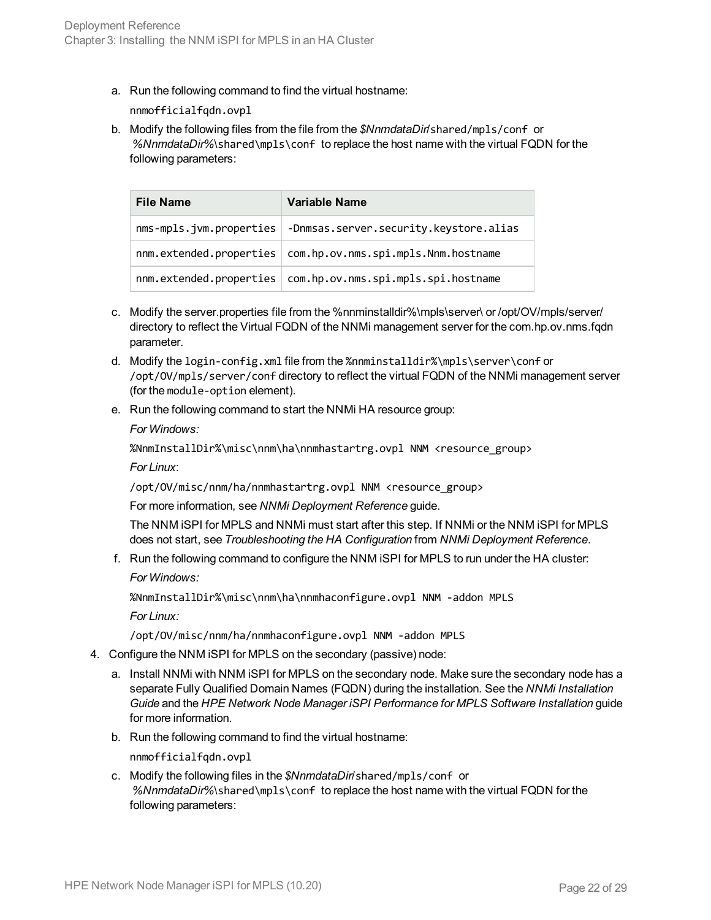a. Run the following command to find the virtual hostname:

   `nnmofficialfqdn.ovpl`

b. Modify the following files from the file from the *$NnmdataDir*/`shared/mpls/conf` or *%NnmdataDir%*`\shared\mpls\conf` to replace the host name with the virtual FQDN for the following parameters:

| File Name | Variable Name |
|---|---|
| nms-mpls.jvm.properties | -Dnmsas.server.security.keystore.alias |
| nnm.extended.properties | com.hp.ov.nms.spi.mpls.Nnm.hostname |
| nnm.extended.properties | com.hp.ov.nms.spi.mpls.spi.hostname |

c. Modify the server.properties file from the %nnminstalldir%\mpls\server\ or /opt/OV/mpls/server/ directory to reflect the Virtual FQDN of the NNMi management server for the com.hp.ov.nms.fqdn parameter.

d. Modify the `login-config.xml` file from the `%nnminstalldir%\mpls\server\conf` or `/opt/OV/mpls/server/conf` directory to reflect the virtual FQDN of the NNMi management server (for the `module-option` element).

e. Run the following command to start the NNMi HA resource group:

   *For Windows:*

   `%NnmInstallDir%\misc\nnm\ha\nnmhastartrg.ovpl NNM <resource_group>`

   *For Linux*:

   `/opt/OV/misc/nnm/ha/nnmhastartrg.ovpl NNM <resource_group>`

   For more information, see *NNMi Deployment Reference* guide.

   The NNM iSPI for MPLS and NNMi must start after this step. If NNMi or the NNM iSPI for MPLS does not start, see *Troubleshooting the HA Configuration* from *NNMi Deployment Reference*.

f. Run the following command to configure the NNM iSPI for MPLS to run under the HA cluster:

   *For Windows:*

   `%NnmInstallDir%\misc\nnm\ha\nnmhaconfigure.ovpl NNM -addon MPLS`

   *For Linux:*

   `/opt/OV/misc/nnm/ha/nnmhaconfigure.ovpl NNM -addon MPLS`

4. Configure the NNM iSPI for MPLS on the secondary (passive) node:

   a. Install NNMi with NNM iSPI for MPLS on the secondary node. Make sure the secondary node has a separate Fully Qualified Domain Names (FQDN) during the installation. See the *NNMi Installation Guide* and the *HPE Network Node Manager iSPI Performance for MPLS Software Installation* guide for more information.

   b. Run the following command to find the virtual hostname:

      `nnmofficialfqdn.ovpl`

   c. Modify the following files in the *$NnmdataDir*/`shared/mpls/conf` or *%NnmdataDir%*`\shared\mpls\conf` to replace the host name with the virtual FQDN for the following parameters: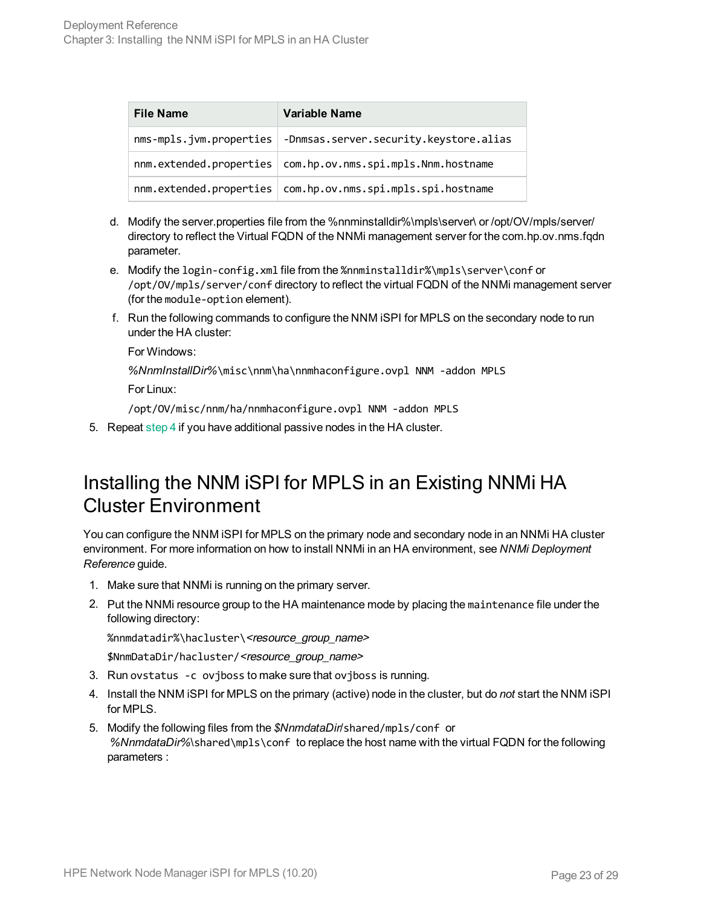| File Name | Variable Name |
| --- | --- |
| `nms-mpls.jvm.properties` | `-Dnmsas.server.security.keystore.alias` |
| `nnm.extended.properties` | `com.hp.ov.nms.spi.mpls.Nnm.hostname` |
| `nnm.extended.properties` | `com.hp.ov.nms.spi.mpls.spi.hostname` |

d. Modify the server.properties file from the %nnminstalldir%\mpls\server\ or /opt/OV/mpls/server/ directory to reflect the Virtual FQDN of the NNMi management server for the com.hp.ov.nms.fqdn parameter.

e. Modify the `login-config.xml` file from the `%nnminstalldir%\mpls\server\conf` or `/opt/OV/mpls/server/conf` directory to reflect the virtual FQDN of the NNMi management server (for the `module-option` element).

f. Run the following commands to configure the NNM iSPI for MPLS on the secondary node to run under the HA cluster:

   For Windows:

   *%NnmInstallDir%*`\misc\nnm\ha\nnmhaconfigure.ovpl NNM -addon MPLS`

   For Linux:

   `/opt/OV/misc/nnm/ha/nnmhaconfigure.ovpl NNM -addon MPLS`

5. Repeat step 4 if you have additional passive nodes in the HA cluster.

## Installing the NNM iSPI for MPLS in an Existing NNMi HA Cluster Environment

You can configure the NNM iSPI for MPLS on the primary node and secondary node in an NNMi HA cluster environment. For more information on how to install NNMi in an HA environment, see *NNMi Deployment Reference* guide.

1. Make sure that NNMi is running on the primary server.
2. Put the NNMi resource group to the HA maintenance mode by placing the `maintenance` file under the following directory:

   `%nnmdatadir%\hacluster\`*<resource_group_name>*

   `$NnmDataDir/hacluster/`*<resource_group_name>*
3. Run `ovstatus -c ovjboss` to make sure that `ovjboss` is running.
4. Install the NNM iSPI for MPLS on the primary (active) node in the cluster, but do *not* start the NNM iSPI for MPLS.
5. Modify the following files from the *$NnmdataDir*`/shared/mpls/conf` or *%NnmdataDir%*`\shared\mpls\conf` to replace the host name with the virtual FQDN for the following parameters :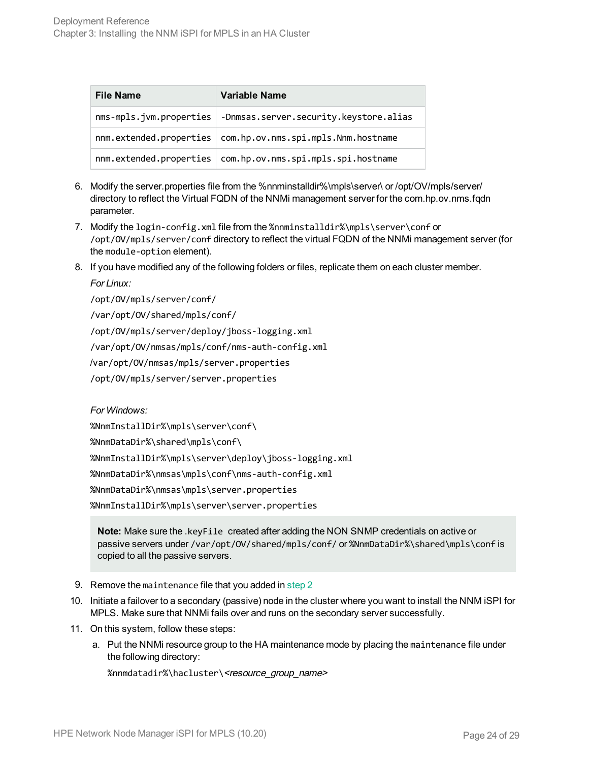| File Name | Variable Name |
| --- | --- |
| `nms-mpls.jvm.properties` | `-Dnmsas.server.security.keystore.alias` |
| `nnm.extended.properties` | `com.hp.ov.nms.spi.mpls.Nnm.hostname` |
| `nnm.extended.properties` | `com.hp.ov.nms.spi.mpls.spi.hostname` |

6. Modify the server.properties file from the %nnminstalldir%\mpls\server\ or /opt/OV/mpls/server/ directory to reflect the Virtual FQDN of the NNMi management server for the com.hp.ov.nms.fqdn parameter.
7. Modify the `login-config.xml` file from the `%nnminstalldir%\mpls\server\conf` or `/opt/OV/mpls/server/conf` directory to reflect the virtual FQDN of the NNMi management server (for the `module-option` element).
8. If you have modified any of the following folders or files, replicate them on each cluster member.

   *For Linux:*

   `/opt/OV/mpls/server/conf/`

   `/var/opt/OV/shared/mpls/conf/`

   `/opt/OV/mpls/server/deploy/jboss-logging.xml`

   `/var/opt/OV/nmsas/mpls/conf/nms-auth-config.xml`

   `/var/opt/OV/nmsas/mpls/server.properties`

   `/opt/OV/mpls/server/server.properties`

   *For Windows:*

   `%NnmInstallDir%\mpls\server\conf\`

   `%NnmDataDir%\shared\mpls\conf\`

   `%NnmInstallDir%\mpls\server\deploy\jboss-logging.xml`

   `%NnmDataDir%\nmsas\mpls\conf\nms-auth-config.xml`

   `%NnmDataDir%\nmsas\mpls\server.properties`

   `%NnmInstallDir%\mpls\server\server.properties`

   > **Note:** Make sure the `.keyFile` created after adding the NON SNMP credentials on active or passive servers under `/var/opt/OV/shared/mpls/conf/` or `%NnmDataDir%\shared\mpls\conf` is copied to all the passive servers.

9. Remove the `maintenance` file that you added in step 2
10. Initiate a failover to a secondary (passive) node in the cluster where you want to install the NNM iSPI for MPLS. Make sure that NNMi fails over and runs on the secondary server successfully.
11. On this system, follow these steps:
    a. Put the NNMi resource group to the HA maintenance mode by placing the `maintenance` file under the following directory:

       `%nnmdatadir%\hacluster\`*<resource_group_name>*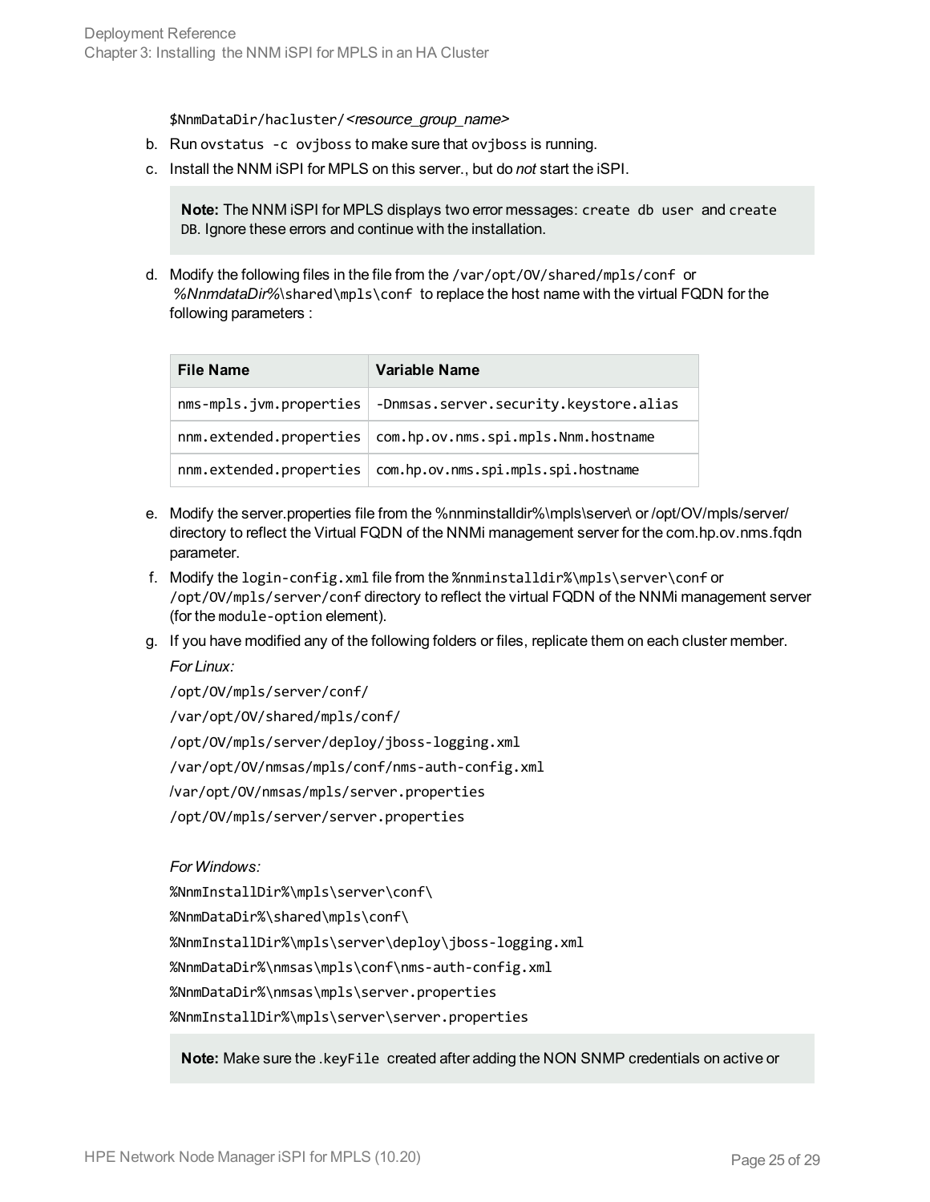$NmmDataDir/hacluster/*<resource_group_name>*

b. Run `ovstatus -c ovjboss` to make sure that `ovjboss` is running.

c. Install the NNM iSPI for MPLS on this server., but do *not* start the iSPI.

> **Note:** The NNM iSPI for MPLS displays two error messages: `create db user` and `create DB`. Ignore these errors and continue with the installation.

d. Modify the following files in the file from the `/var/opt/OV/shared/mpls/conf` or *%NnmdataDir%*`\shared\mpls\conf` to replace the host name with the virtual FQDN for the following parameters :

| File Name | Variable Name |
|---|---|
| `nms-mpls.jvm.properties` | `-Dnmsas.server.security.keystore.alias` |
| `nnm.extended.properties` | `com.hp.ov.nms.spi.mpls.Nnm.hostname` |
| `nnm.extended.properties` | `com.hp.ov.nms.spi.mpls.spi.hostname` |

e. Modify the server.properties file from the %nnminstalldir%\mpls\server\ or /opt/OV/mpls/server/ directory to reflect the Virtual FQDN of the NNMi management server for the com.hp.ov.nms.fqdn parameter.

f. Modify the `login-config.xml` file from the `%nnminstalldir%\mpls\server\conf` or `/opt/OV/mpls/server/conf` directory to reflect the virtual FQDN of the NNMi management server (for the `module-option` element).

g. If you have modified any of the following folders or files, replicate them on each cluster member.

*For Linux:*

```
/opt/OV/mpls/server/conf/
/var/opt/OV/shared/mpls/conf/
/opt/OV/mpls/server/deploy/jboss-logging.xml
/var/opt/OV/nmsas/mpls/conf/nms-auth-config.xml
/var/opt/OV/nmsas/mpls/server.properties
/opt/OV/mpls/server/server.properties
```

*For Windows:*

```
%NnmInstallDir%\mpls\server\conf\
%NnmDataDir%\shared\mpls\conf\
%NnmInstallDir%\mpls\server\deploy\jboss-logging.xml
%NnmDataDir%\nmsas\mpls\conf\nms-auth-config.xml
%NnmDataDir%\nmsas\mpls\server.properties
%NnmInstallDir%\mpls\server\server.properties
```

> **Note:** Make sure the `.keyFile` created after adding the NON SNMP credentials on active or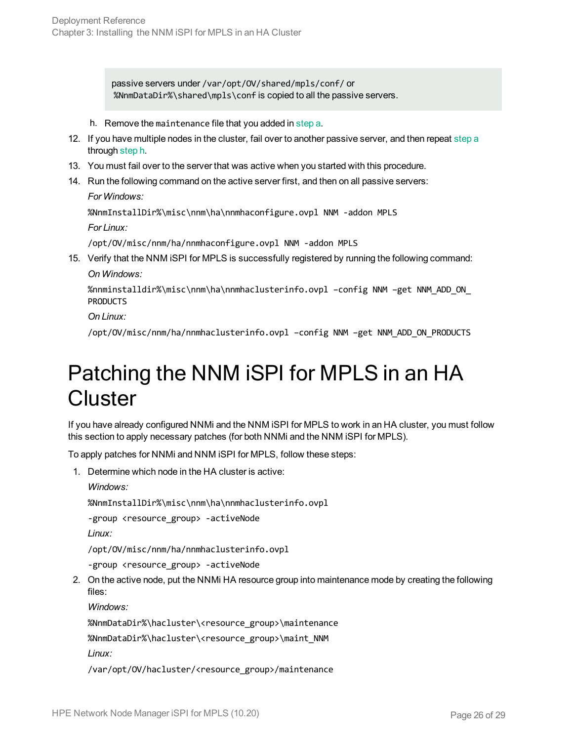> passive servers under `/var/opt/OV/shared/mpls/conf/` or `%NmmDataDir%\shared\mpls\conf` is copied to all the passive servers.

h. Remove the `maintenance` file that you added in step a.

12. If you have multiple nodes in the cluster, fail over to another passive server, and then repeat step a through step h.
13. You must fail over to the server that was active when you started with this procedure.
14. Run the following command on the active server first, and then on all passive servers:

    *For Windows:*

    ```
    %NnmInstallDir%\misc\nnm\ha\nnmhaconfigure.ovpl NNM -addon MPLS
    ```

    *For Linux:*

    ```
    /opt/OV/misc/nnm/ha/nnmhaconfigure.ovpl NNM -addon MPLS
    ```

15. Verify that the NNM iSPI for MPLS is successfully registered by running the following command:

    *On Windows:*

    ```
    %nnminstalldir%\misc\nnm\ha\nnmhaclusterinfo.ovpl –config NNM –get NNM_ADD_ON_PRODUCTS
    ```

    *On Linux:*

    ```
    /opt/OV/misc/nnm/ha/nnmhaclusterinfo.ovpl –config NNM –get NNM_ADD_ON_PRODUCTS
    ```

# Patching the NNM iSPI for MPLS in an HA Cluster

If you have already configured NNMi and the NNM iSPI for MPLS to work in an HA cluster, you must follow this section to apply necessary patches (for both NNMi and the NNM iSPI for MPLS).

To apply patches for NNMi and NNM iSPI for MPLS, follow these steps:

1. Determine which node in the HA cluster is active:

   *Windows:*

   ```
   %NnmInstallDir%\misc\nnm\ha\nnmhaclusterinfo.ovpl
   -group <resource_group> -activeNode
   ```

   *Linux:*

   ```
   /opt/OV/misc/nnm/ha/nnmhaclusterinfo.ovpl
   -group <resource_group> -activeNode
   ```

2. On the active node, put the NNMi HA resource group into maintenance mode by creating the following files:

   *Windows:*

   ```
   %NnmDataDir%\hacluster\<resource_group>\maintenance
   %NnmDataDir%\hacluster\<resource_group>\maint_NNM
   ```

   *Linux:*

   ```
   /var/opt/OV/hacluster/<resource_group>/maintenance
   ```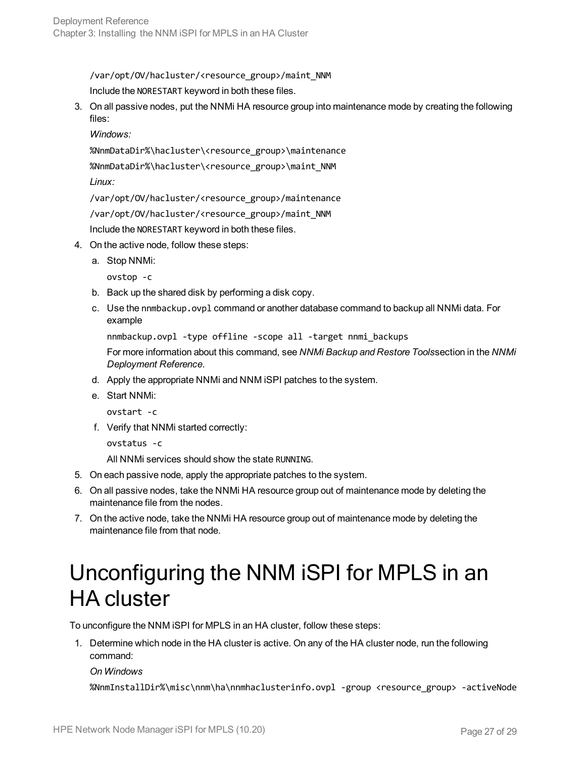/var/opt/OV/hacluster/<resource_group>/maint_NNM

Include the NORESTART keyword in both these files.

3. On all passive nodes, put the NNMi HA resource group into maintenance mode by creating the following files:

   *Windows:*

   %NnmDataDir%\hacluster\<resource_group>\maintenance

   %NnmDataDir%\hacluster\<resource_group>\maint_NNM

   *Linux:*

   /var/opt/OV/hacluster/<resource_group>/maintenance

   /var/opt/OV/hacluster/<resource_group>/maint_NNM

   Include the NORESTART keyword in both these files.

4. On the active node, follow these steps:

   a. Stop NNMi:

      ```
      ovstop -c
      ```

   b. Back up the shared disk by performing a disk copy.

   c. Use the nnmbackup.ovpl command or another database command to backup all NNMi data. For example

      ```
      nnmbackup.ovpl -type offline -scope all -target nnmi_backups
      ```

      For more information about this command, see *NNMi Backup and Restore Tools*section in the *NNMi Deployment Reference*.

   d. Apply the appropriate NNMi and NNM iSPI patches to the system.

   e. Start NNMi:

      ```
      ovstart -c
      ```

   f. Verify that NNMi started correctly:

      ```
      ovstatus -c
      ```

      All NNMi services should show the state RUNNING.

5. On each passive node, apply the appropriate patches to the system.

6. On all passive nodes, take the NNMi HA resource group out of maintenance mode by deleting the maintenance file from the nodes.

7. On the active node, take the NNMi HA resource group out of maintenance mode by deleting the maintenance file from that node.

# Unconfiguring the NNM iSPI for MPLS in an HA cluster

To unconfigure the NNM iSPI for MPLS in an HA cluster, follow these steps:

1. Determine which node in the HA cluster is active. On any of the HA cluster node, run the following command:

   *On Windows*

   ```
   %NnmInstallDir%\misc\nnm\ha\nnmhaclusterinfo.ovpl -group <resource_group> -activeNode
   ```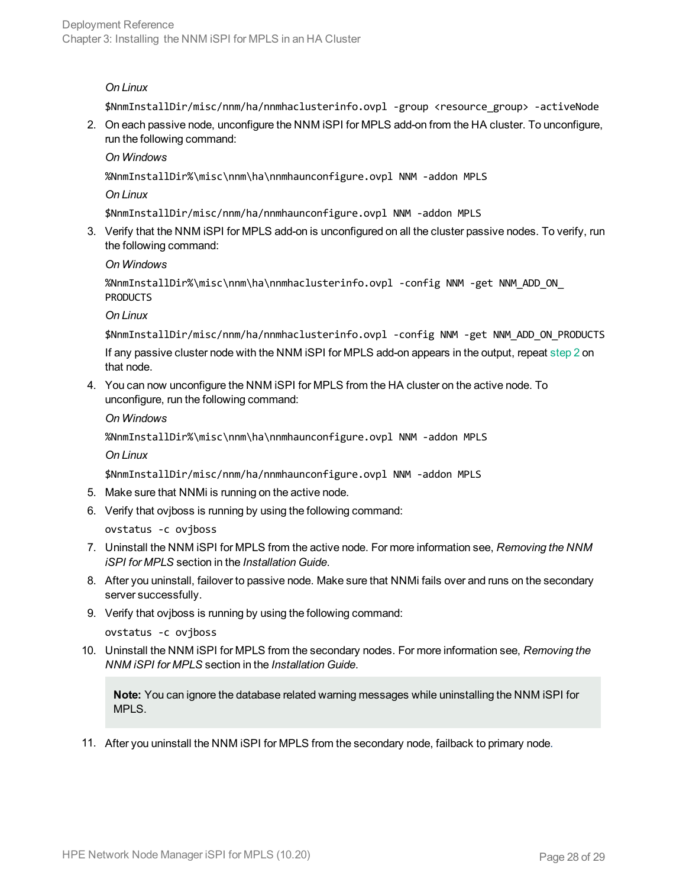*On Linux*

```
$NnmInstallDir/misc/nnm/ha/nnmhaclusterinfo.ovpl -group <resource_group> -activeNode
```

2. On each passive node, unconfigure the NNM iSPI for MPLS add-on from the HA cluster. To unconfigure, run the following command:

   *On Windows*

   ```
   %NnmInstallDir%\misc\nnm\ha\nnmhaunconfigure.ovpl NNM -addon MPLS
   ```

   *On Linux*

   ```
   $NnmInstallDir/misc/nnm/ha/nnmhaunconfigure.ovpl NNM -addon MPLS
   ```

3. Verify that the NNM iSPI for MPLS add-on is unconfigured on all the cluster passive nodes. To verify, run the following command:

   *On Windows*

   ```
   %NnmInstallDir%\misc\nnm\ha\nnmhaclusterinfo.ovpl -config NNM -get NNM_ADD_ON_PRODUCTS
   ```

   *On Linux*

   ```
   $NnmInstallDir/misc/nnm/ha/nnmhaclusterinfo.ovpl -config NNM -get NNM_ADD_ON_PRODUCTS
   ```

   If any passive cluster node with the NNM iSPI for MPLS add-on appears in the output, repeat step 2 on that node.

4. You can now unconfigure the NNM iSPI for MPLS from the HA cluster on the active node. To unconfigure, run the following command:

   *On Windows*

   ```
   %NnmInstallDir%\misc\nnm\ha\nnmhaunconfigure.ovpl NNM -addon MPLS
   ```

   *On Linux*

   ```
   $NnmInstallDir/misc/nnm/ha/nnmhaunconfigure.ovpl NNM -addon MPLS
   ```

5. Make sure that NNMi is running on the active node.
6. Verify that ovjboss is running by using the following command:

   ```
   ovstatus -c ovjboss
   ```

7. Uninstall the NNM iSPI for MPLS from the active node. For more information see, *Removing the NNM iSPI for MPLS* section in the *Installation Guide*.
8. After you uninstall, failover to passive node. Make sure that NNMi fails over and runs on the secondary server successfully.
9. Verify that ovjboss is running by using the following command:

   ```
   ovstatus -c ovjboss
   ```

10. Uninstall the NNM iSPI for MPLS from the secondary nodes. For more information see, *Removing the NNM iSPI for MPLS* section in the *Installation Guide*.

    **Note:** You can ignore the database related warning messages while uninstalling the NNM iSPI for MPLS.

11. After you uninstall the NNM iSPI for MPLS from the secondary node, failback to primary node.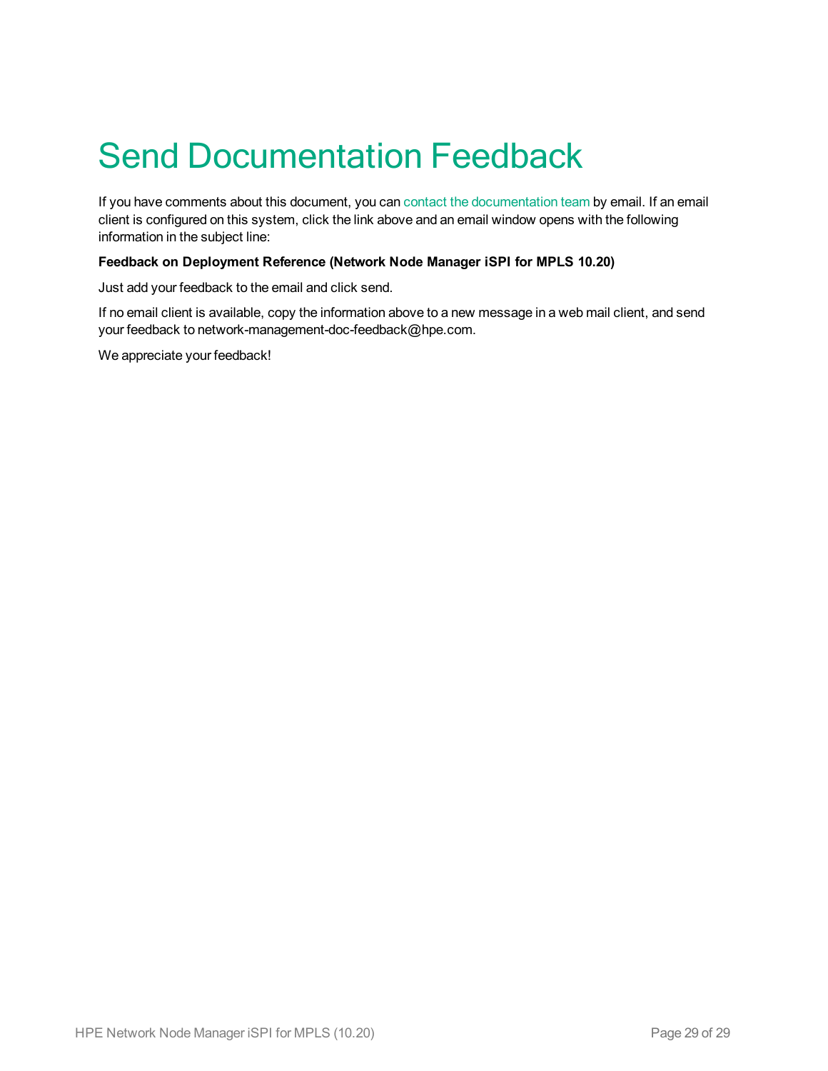# Send Documentation Feedback

If you have comments about this document, you can contact the documentation team by email. If an email client is configured on this system, click the link above and an email window opens with the following information in the subject line:

**Feedback on Deployment Reference (Network Node Manager iSPI for MPLS 10.20)**

Just add your feedback to the email and click send.

If no email client is available, copy the information above to a new message in a web mail client, and send your feedback to network-management-doc-feedback@hpe.com.

We appreciate your feedback!